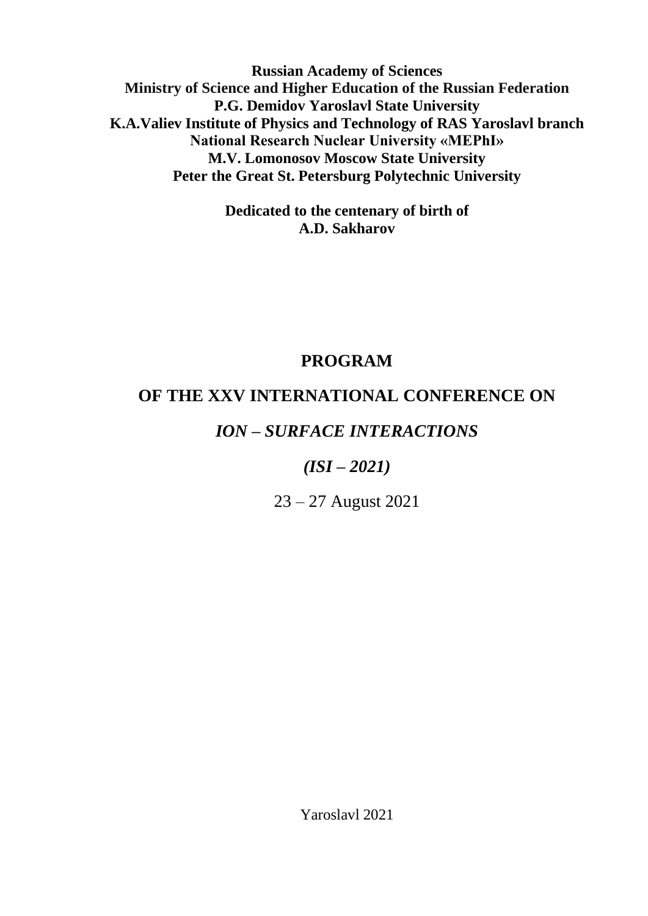**Russian Academy of Sciences**
**Ministry of Science and Higher Education of the Russian Federation**
**P.G. Demidov Yaroslavl State University**
**K.A.Valiev Institute of Physics and Technology of RAS Yaroslavl branch**
**National Research Nuclear University «MEPhI»**
**M.V. Lomonosov Moscow State University**
**Peter the Great St. Petersburg Polytechnic University**

**Dedicated to the centenary of birth of**
**A.D. Sakharov**

# PROGRAM

# OF THE XXV INTERNATIONAL CONFERENCE ON

# *ION – SURFACE INTERACTIONS*

# *(ISI – 2021)*

23 – 27 August 2021

Yaroslavl 2021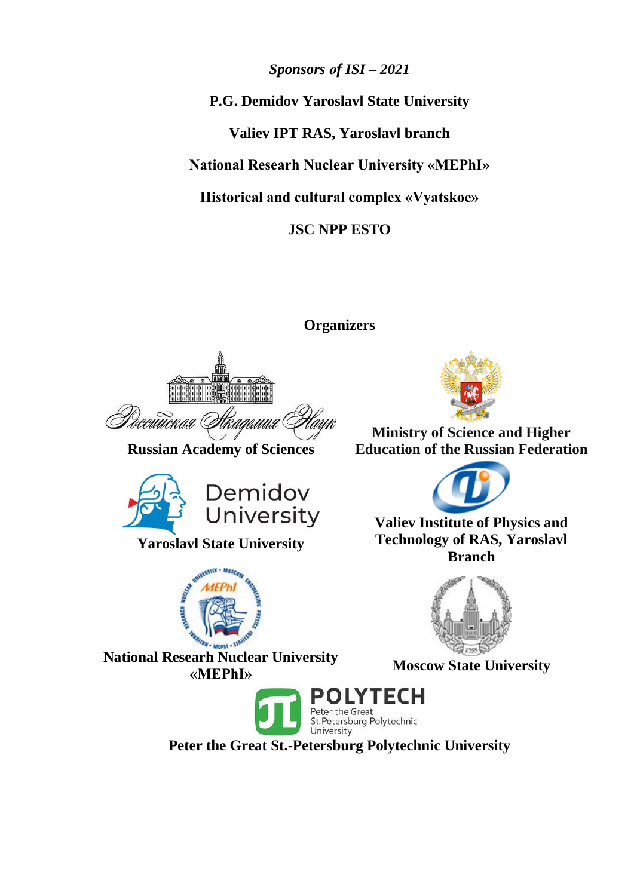*Sponsors of ISI – 2021*

**P.G. Demidov Yaroslavl State University**

**Valiev IPT RAS, Yaroslavl branch**

**National Researh Nuclear University «MEPhI»**

**Historical and cultural complex «Vyatskoe»**

**JSC NPP ESTO**

## Organizers

**Russian Academy of Sciences**

**Ministry of Science and Higher Education of the Russian Federation**

**Yaroslavl State University**

**Valiev Institute of Physics and Technology of RAS, Yaroslavl Branch**

**National Research Nuclear University «MEPhI»**

**Moscow State University**

**Peter the Great St.-Petersburg Polytechnic University**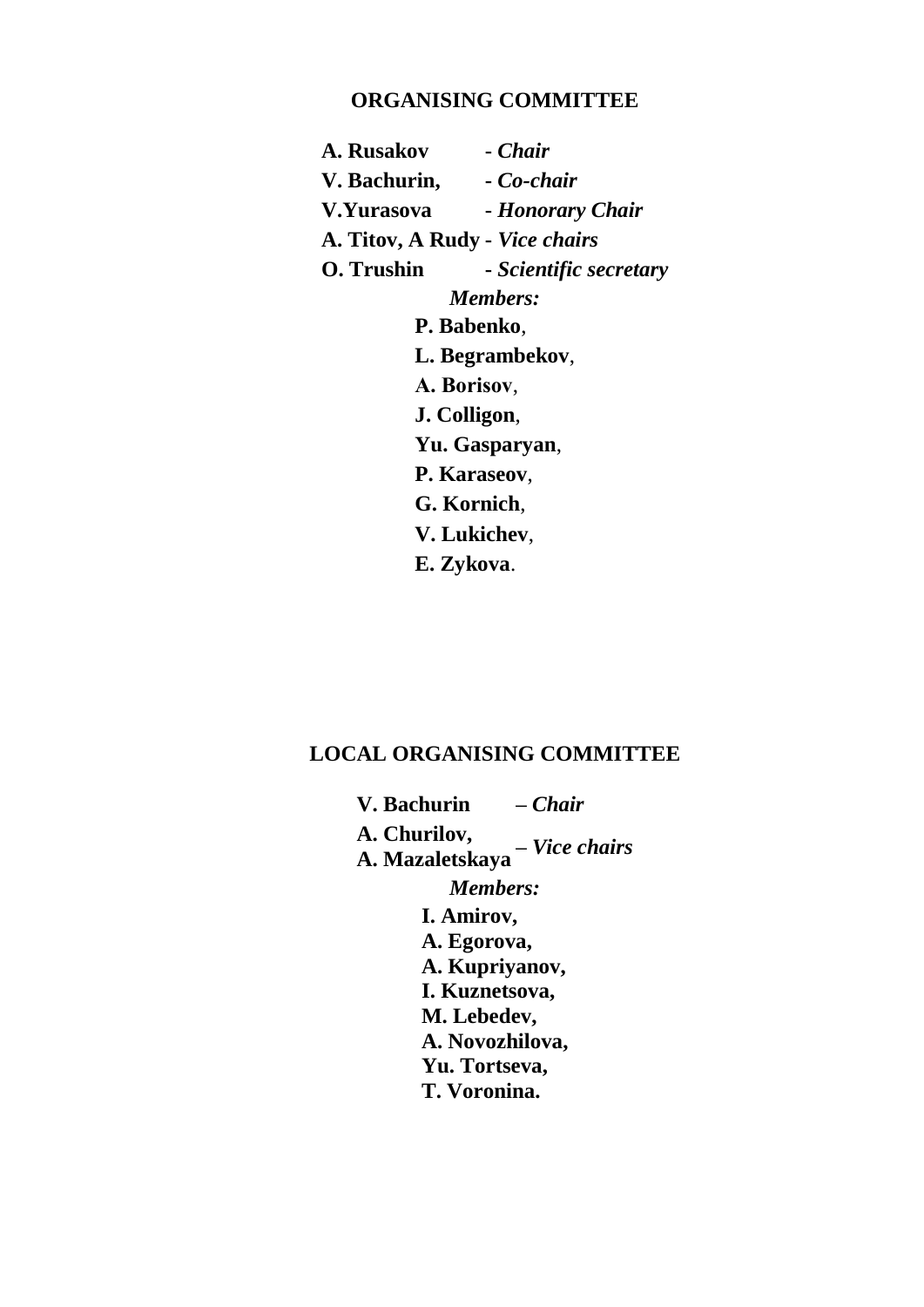## ORGANISING COMMITTEE

**A. Rusakov** - ***Chair***
**V. Bachurin,** - ***Co-chair***
**V.Yurasova** - ***Honorary Chair***
**A. Titov, A Rudy** - ***Vice chairs***
**O. Trushin** - ***Scientific secretary***

***Members:***

**P. Babenko**,
**L. Begrambekov**,
**A. Borisov**,
**J. Colligon**,
**Yu. Gasparyan**,
**P. Karaseov**,
**G. Kornich**,
**V. Lukichev**,
**E. Zykova**.

## LOCAL ORGANISING COMMITTEE

**V. Bachurin** – ***Chair***
**A. Churilov,**
**A. Mazaletskaya** – ***Vice chairs***

***Members:***

**I. Amirov,**
**A. Egorova,**
**A. Kupriyanov,**
**I. Kuznetsova,**
**M. Lebedev,**
**A. Novozhilova,**
**Yu. Tortseva,**
**T. Voronina.**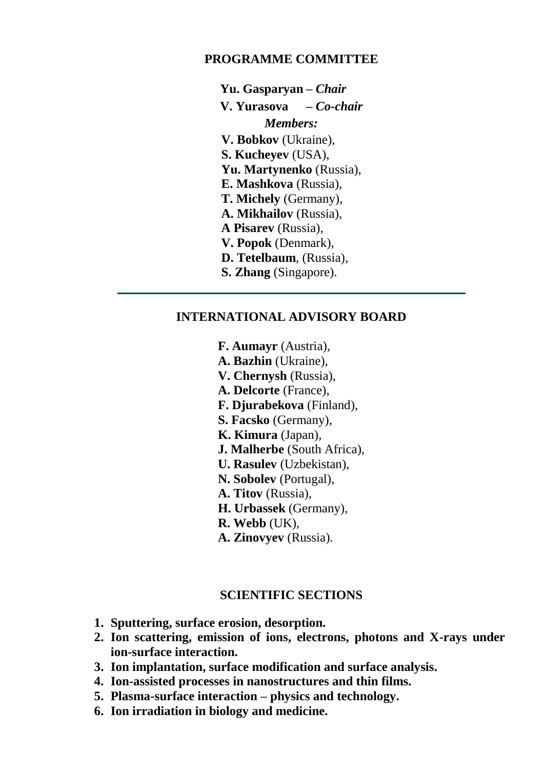## PROGRAMME COMMITTEE

**Yu. Gasparyan** – ***Chair***

**V. Yurasova** – ***Co-chair***

***Members:***

**V. Bobkov** (Ukraine),
**S. Kucheyev** (USA),
**Yu. Martynenko** (Russia),
**E. Mashkova** (Russia),
**T. Michely** (Germany),
**A. Mikhailov** (Russia),
**A Pisarev** (Russia),
**V. Popok** (Denmark),
**D. Tetelbaum**, (Russia),
**S. Zhang** (Singapore).

---

## INTERNATIONAL ADVISORY BOARD

**F. Aumayr** (Austria),
**A. Bazhin** (Ukraine),
**V. Chernysh** (Russia),
**A. Delcorte** (France),
**F. Djurabekova** (Finland),
**S. Facsko** (Germany),
**K. Kimura** (Japan),
**J. Malherbe** (South Africa),
**U. Rasulev** (Uzbekistan),
**N. Sobolev** (Portugal),
**A. Titov** (Russia),
**H. Urbassek** (Germany),
**R. Webb** (UK),
**A. Zinovyev** (Russia).

## SCIENTIFIC SECTIONS

1. **Sputtering, surface erosion, desorption.**
2. **Ion scattering, emission of ions, electrons, photons and X-rays under ion-surface interaction.**
3. **Ion implantation, surface modification and surface analysis.**
4. **Ion-assisted processes in nanostructures and thin films.**
5. **Plasma-surface interaction – physics and technology.**
6. **Ion irradiation in biology and medicine.**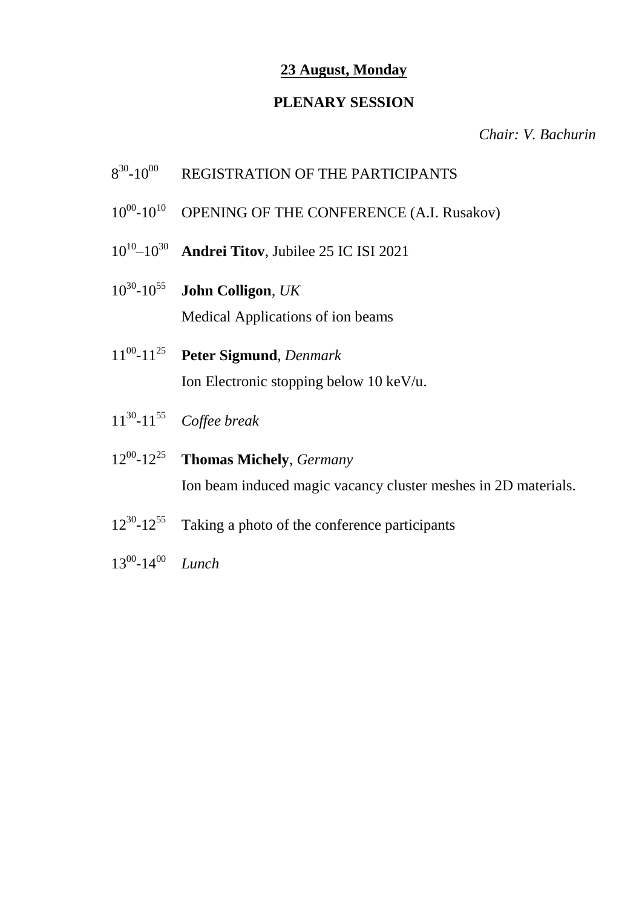**23 August, Monday**

**PLENARY SESSION**

*Chair: V. Bachurin*

$8^{30}$-$10^{00}$ REGISTRATION OF THE PARTICIPANTS

$10^{00}$-$10^{10}$ OPENING OF THE CONFERENCE (A.I. Rusakov)

$10^{10}$–$10^{30}$ **Andrei Titov**, Jubilee 25 IC ISI 2021

$10^{30}$-$10^{55}$ **John Colligon**, *UK*
Medical Applications of ion beams

$11^{00}$-$11^{25}$ **Peter Sigmund**, *Denmark*
Ion Electronic stopping below 10 keV/u.

$11^{30}$-$11^{55}$ *Coffee break*

$12^{00}$-$12^{25}$ **Thomas Michely**, *Germany*
Ion beam induced magic vacancy cluster meshes in 2D materials.

$12^{30}$-$12^{55}$ Taking a photo of the conference participants

$13^{00}$-$14^{00}$ *Lunch*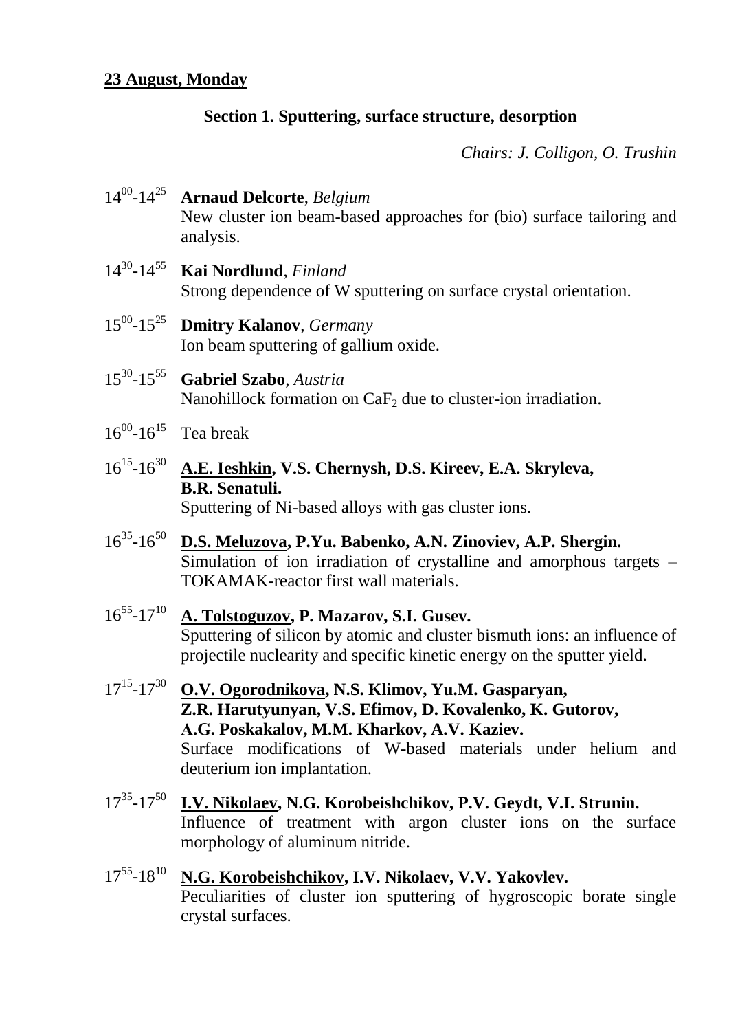**23 August, Monday**

**Section 1. Sputtering, surface structure, desorption**

*Chairs: J. Colligon, O. Trushin*

$14^{00}$-$14^{25}$ **Arnaud Delcorte**, *Belgium*
New cluster ion beam-based approaches for (bio) surface tailoring and analysis.

$14^{30}$-$14^{55}$ **Kai Nordlund**, *Finland*
Strong dependence of W sputtering on surface crystal orientation.

$15^{00}$-$15^{25}$ **Dmitry Kalanov**, *Germany*
Ion beam sputtering of gallium oxide.

$15^{30}$-$15^{55}$ **Gabriel Szabo**, *Austria*
Nanohillock formation on $CaF_2$ due to cluster-ion irradiation.

$16^{00}$-$16^{15}$ Tea break

$16^{15}$-$16^{30}$ **<u>A.E. Ieshkin</u>, V.S. Chernysh, D.S. Kireev, E.A. Skryleva, B.R. Senatuli.**
Sputtering of Ni-based alloys with gas cluster ions.

$16^{35}$-$16^{50}$ **<u>D.S. Meluzova</u>, P.Yu. Babenko, A.N. Zinoviev, A.P. Shergin.**
Simulation of ion irradiation of crystalline and amorphous targets – TOKAMAK-reactor first wall materials.

$16^{55}$-$17^{10}$ **<u>A. Tolstoguzov</u>, P. Mazarov, S.I. Gusev.**
Sputtering of silicon by atomic and cluster bismuth ions: an influence of projectile nuclearity and specific kinetic energy on the sputter yield.

$17^{15}$-$17^{30}$ **<u>O.V. Ogorodnikova</u>, N.S. Klimov, Yu.M. Gasparyan, Z.R. Harutyunyan, V.S. Efimov, D. Kovalenko, K. Gutorov, A.G. Poskakalov, M.M. Kharkov, A.V. Kaziev.**
Surface modifications of W-based materials under helium and deuterium ion implantation.

$17^{35}$-$17^{50}$ **<u>I.V. Nikolaev</u>, N.G. Korobeishchikov, P.V. Geydt, V.I. Strunin.**
Influence of treatment with argon cluster ions on the surface morphology of aluminum nitride.

$17^{55}$-$18^{10}$ **<u>N.G. Korobeishchikov</u>, I.V. Nikolaev, V.V. Yakovlev.**
Peculiarities of cluster ion sputtering of hygroscopic borate single crystal surfaces.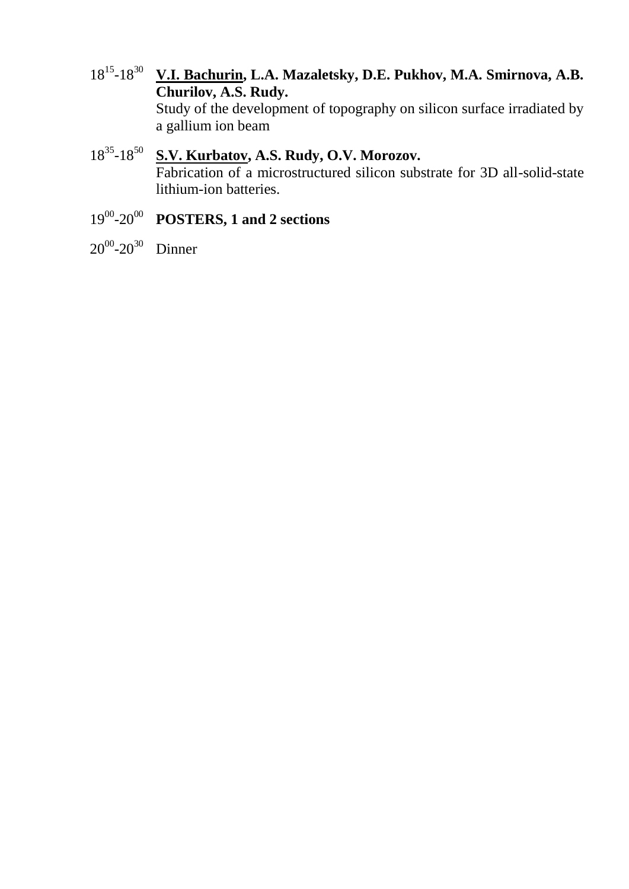18:15-18:30 **<u>V.I. Bachurin</u>, L.A. Mazaletsky, D.E. Pukhov, M.A. Smirnova, A.B. Churilov, A.S. Rudy.**
Study of the development of topography on silicon surface irradiated by a gallium ion beam

18:35-18:50 **<u>S.V. Kurbatov</u>, A.S. Rudy, O.V. Morozov.**
Fabrication of a microstructured silicon substrate for 3D all-solid-state lithium-ion batteries.

19:00-20:00 **POSTERS, 1 and 2 sections**

20:00-20:30 Dinner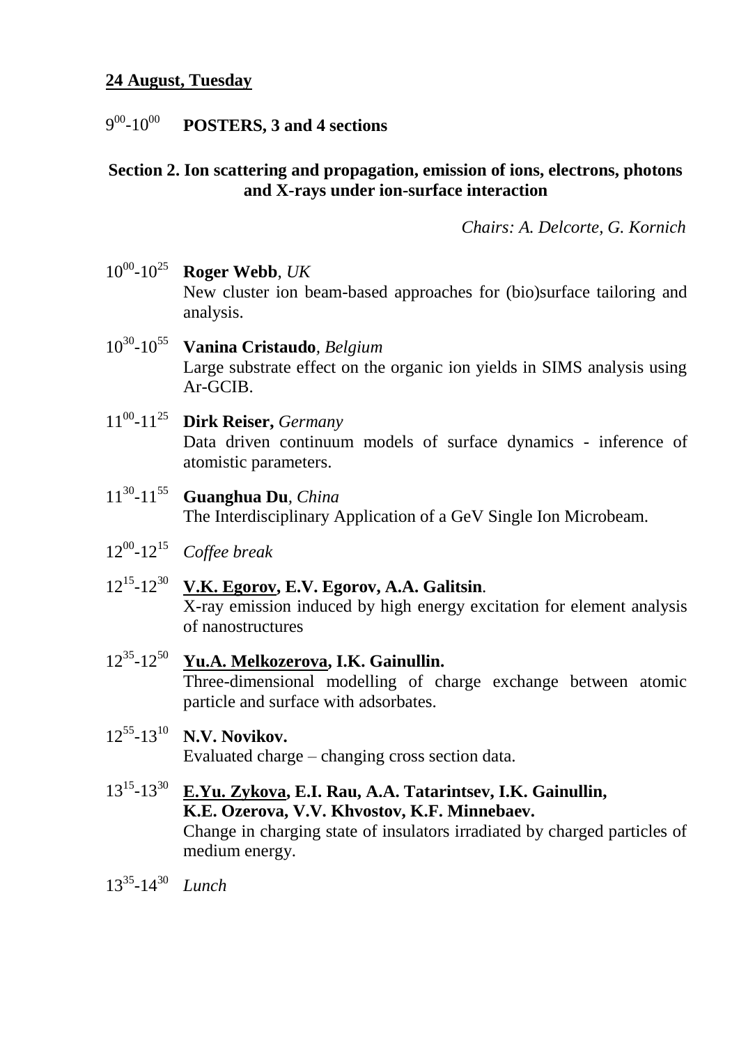## 24 August, Tuesday

$9^{00}$-$10^{00}$ **POSTERS, 3 and 4 sections**

### Section 2. Ion scattering and propagation, emission of ions, electrons, photons and X-rays under ion-surface interaction

*Chairs: A. Delcorte, G. Kornich*

$10^{00}$-$10^{25}$ **Roger Webb**, *UK*
New cluster ion beam-based approaches for (bio)surface tailoring and analysis.

$10^{30}$-$10^{55}$ **Vanina Cristaudo**, *Belgium*
Large substrate effect on the organic ion yields in SIMS analysis using Ar-GCIB.

$11^{00}$-$11^{25}$ **Dirk Reiser,** *Germany*
Data driven continuum models of surface dynamics - inference of atomistic parameters.

$11^{30}$-$11^{55}$ **Guanghua Du**, *China*
The Interdisciplinary Application of a GeV Single Ion Microbeam.

$12^{00}$-$12^{15}$ *Coffee break*

$12^{15}$-$12^{30}$ **V.K. Egorov, E.V. Egorov, A.A. Galitsin**.
X-ray emission induced by high energy excitation for element analysis of nanostructures

$12^{35}$-$12^{50}$ **Yu.A. Melkozerova, I.K. Gainullin.**
Three-dimensional modelling of charge exchange between atomic particle and surface with adsorbates.

$12^{55}$-$13^{10}$ **N.V. Novikov.**
Evaluated charge – changing cross section data.

$13^{15}$-$13^{30}$ **E.Yu. Zykova, E.I. Rau, A.A. Tatarintsev, I.K. Gainullin, K.E. Ozerova, V.V. Khvostov, K.F. Minnebaev.**
Change in charging state of insulators irradiated by charged particles of medium energy.

$13^{35}$-$14^{30}$ *Lunch*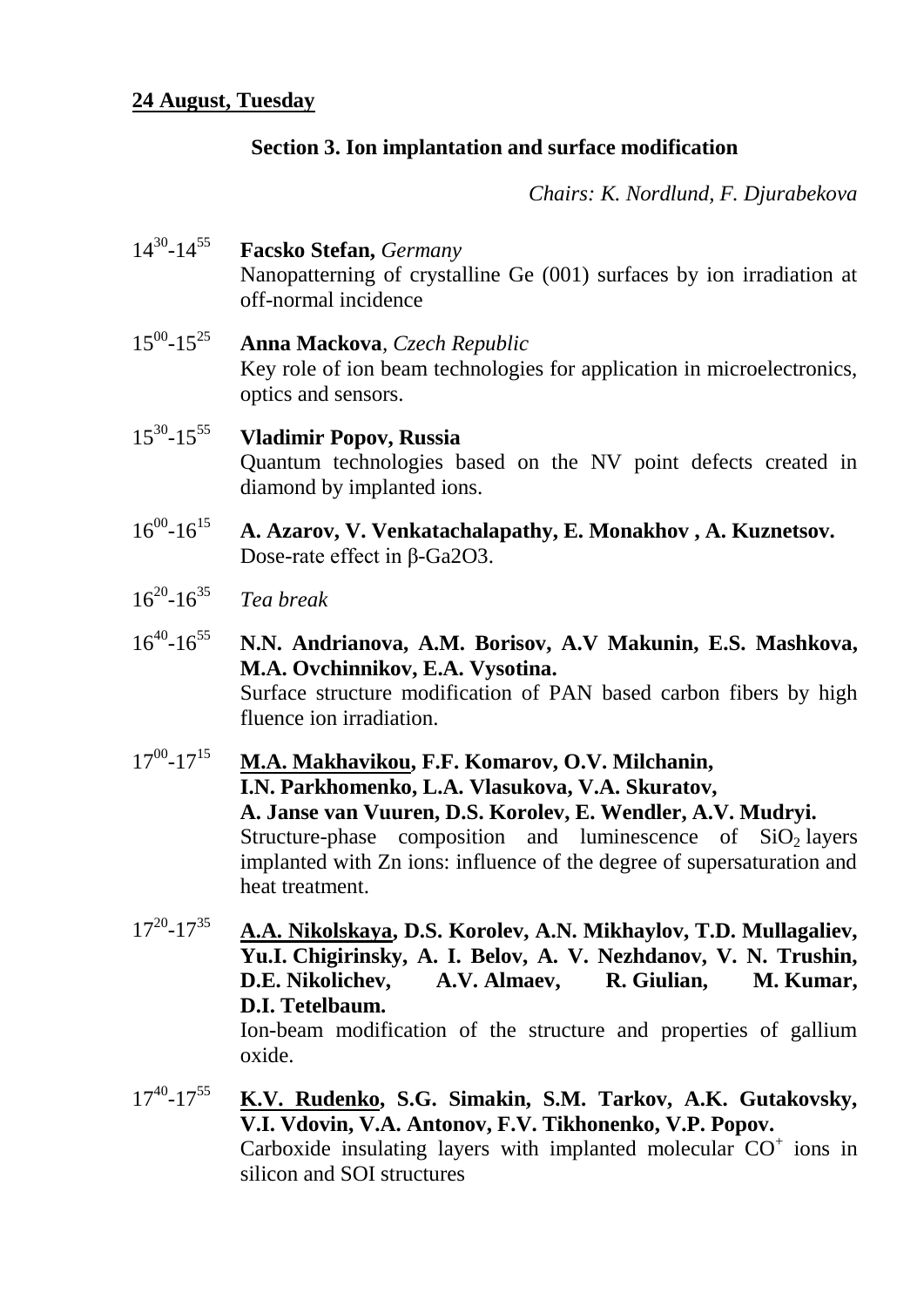**<u>24 August, Tuesday</u>**

**Section 3. Ion implantation and surface modification**

*Chairs: K. Nordlund, F. Djurabekova*

$14^{30}$-$14^{55}$ **Facsko Stefan,** *Germany*
Nanopatterning of crystalline Ge (001) surfaces by ion irradiation at off-normal incidence

$15^{00}$-$15^{25}$ **Anna Mackova**, *Czech Republic*
Key role of ion beam technologies for application in microelectronics, optics and sensors.

$15^{30}$-$15^{55}$ **Vladimir Popov, Russia**
Quantum technologies based on the NV point defects created in diamond by implanted ions.

$16^{00}$-$16^{15}$ **A. Azarov, V. Venkatachalapathy, E. Monakhov , A. Kuznetsov.**
Dose-rate effect in β-Ga2O3.

$16^{20}$-$16^{35}$ *Tea break*

$16^{40}$-$16^{55}$ **N.N. Andrianova, A.M. Borisov, A.V Makunin, E.S. Mashkova, M.A. Ovchinnikov, E.A. Vysotina.**
Surface structure modification of PAN based carbon fibers by high fluence ion irradiation.

$17^{00}$-$17^{15}$ **<u>M.A. Makhavikou</u>, F.F. Komarov, O.V. Milchanin, I.N. Parkhomenko, L.A. Vlasukova, V.A. Skuratov, A. Janse van Vuuren, D.S. Korolev, E. Wendler, A.V. Mudryi.**
Structure-phase composition and luminescence of $SiO_2$ layers implanted with Zn ions: influence of the degree of supersaturation and heat treatment.

$17^{20}$-$17^{35}$ **<u>A.A. Nikolskaya</u>, D.S. Korolev, A.N. Mikhaylov, T.D. Mullagaliev, Yu.I. Chigirinsky, A. I. Belov, A. V. Nezhdanov, V. N. Trushin, D.E. Nikolichev, A.V. Almaev, R. Giulian, M. Kumar, D.I. Tetelbaum.**
Ion-beam modification of the structure and properties of gallium oxide.

$17^{40}$-$17^{55}$ **<u>K.V. Rudenko</u>, S.G. Simakin, S.M. Tarkov, A.K. Gutakovsky, V.I. Vdovin, V.A. Antonov, F.V. Tikhonenko, V.P. Popov.**
Carboxide insulating layers with implanted molecular $CO^+$ ions in silicon and SOI structures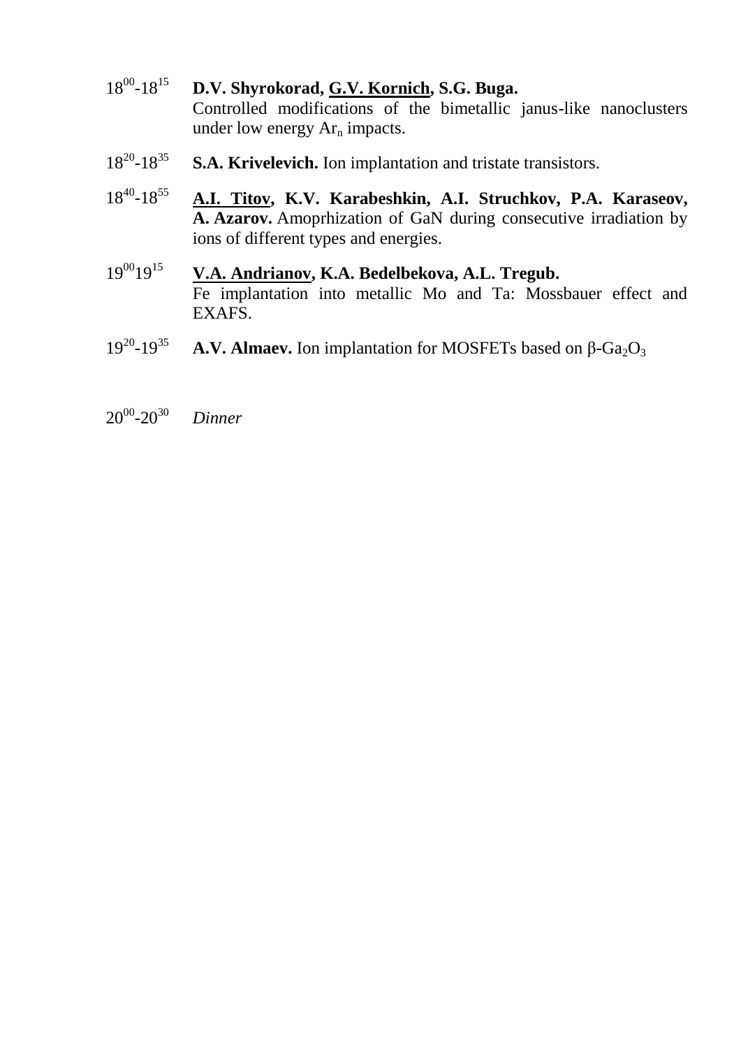$18^{00}$-$18^{15}$ **D.V. Shyrokorad, <u>G.V. Kornich</u>, S.G. Buga.**
Controlled modifications of the bimetallic janus-like nanoclusters under low energy $Ar_n$ impacts.

$18^{20}$-$18^{35}$ **S.A. Krivelevich.** Ion implantation and tristate transistors.

$18^{40}$-$18^{55}$ **<u>A.I. Titov</u>, K.V. Karabeshkin, A.I. Struchkov, P.A. Karaseov, A. Azarov.** Amoprhization of GaN during consecutive irradiation by ions of different types and energies.

$19^{00}19^{15}$ **<u>V.A. Andrianov</u>, K.A. Bedelbekova, A.L. Tregub.**
Fe implantation into metallic Mo and Ta: Mossbauer effect and EXAFS.

$19^{20}$-$19^{35}$ **A.V. Almaev.** Ion implantation for MOSFETs based on $\beta$-$Ga_2O_3$

$20^{00}$-$20^{30}$ *Dinner*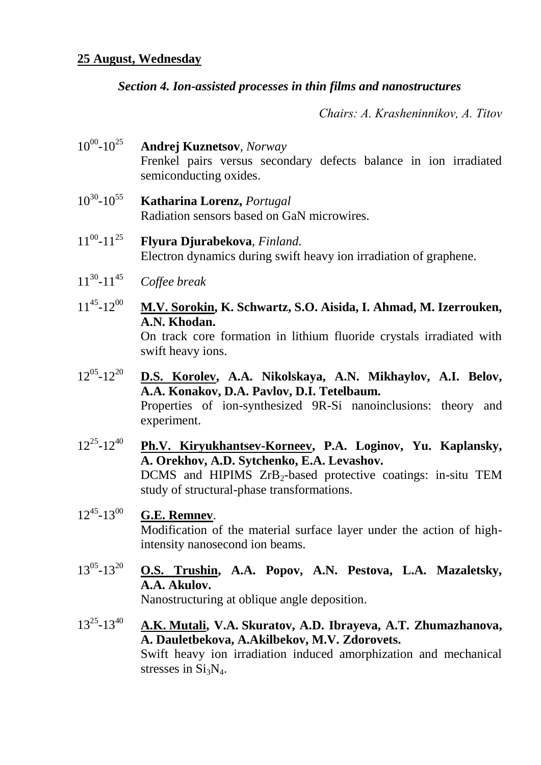**<u>25 August, Wednesday</u>**

***Section 4. Ion-assisted processes in thin films and nanostructures***

*Chairs: A. Krasheninnikov, A. Titov*

$10^{00}$-$10^{25}$ **Andrej Kuznetsov**, *Norway*
Frenkel pairs versus secondary defects balance in ion irradiated semiconducting oxides.

$10^{30}$-$10^{55}$ **Katharina Lorenz,** *Portugal*
Radiation sensors based on GaN microwires.

$11^{00}$-$11^{25}$ **Flyura Djurabekova**, *Finland.*
Electron dynamics during swift heavy ion irradiation of graphene.

$11^{30}$-$11^{45}$ *Coffee break*

$11^{45}$-$12^{00}$ **<u>M.V. Sorokin</u>, K. Schwartz, S.O. Aisida, I. Ahmad, M. Izerrouken, A.N. Khodan.**
On track core formation in lithium fluoride crystals irradiated with swift heavy ions.

$12^{05}$-$12^{20}$ **<u>D.S. Korolev</u>, A.A. Nikolskaya, A.N. Mikhaylov, A.I. Belov, A.A. Konakov, D.A. Pavlov, D.I. Tetelbaum.**
Properties of ion-synthesized 9R-Si nanoinclusions: theory and experiment.

$12^{25}$-$12^{40}$ **<u>Ph.V. Kiryukhantsev-Korneev</u>, P.A. Loginov, Yu. Kaplansky, A. Orekhov, A.D. Sytchenko, E.A. Levashov.**
DCMS and HIPIMS $ZrB_2$-based protective coatings: in-situ TEM study of structural-phase transformations.

$12^{45}$-$13^{00}$ **<u>G.E. Remnev</u>**.
Modification of the material surface layer under the action of high-intensity nanosecond ion beams.

$13^{05}$-$13^{20}$ **<u>O.S. Trushin</u>, A.A. Popov, A.N. Pestova, L.A. Mazaletsky, A.A. Akulov.**
Nanostructuring at oblique angle deposition.

$13^{25}$-$13^{40}$ **<u>A.K. Mutali</u>, V.A. Skuratov, A.D. Ibrayeva, A.T. Zhumazhanova, A. Dauletbekova, A.Akilbekov, M.V. Zdorovets.**
Swift heavy ion irradiation induced amorphization and mechanical stresses in $Si_3N_4$.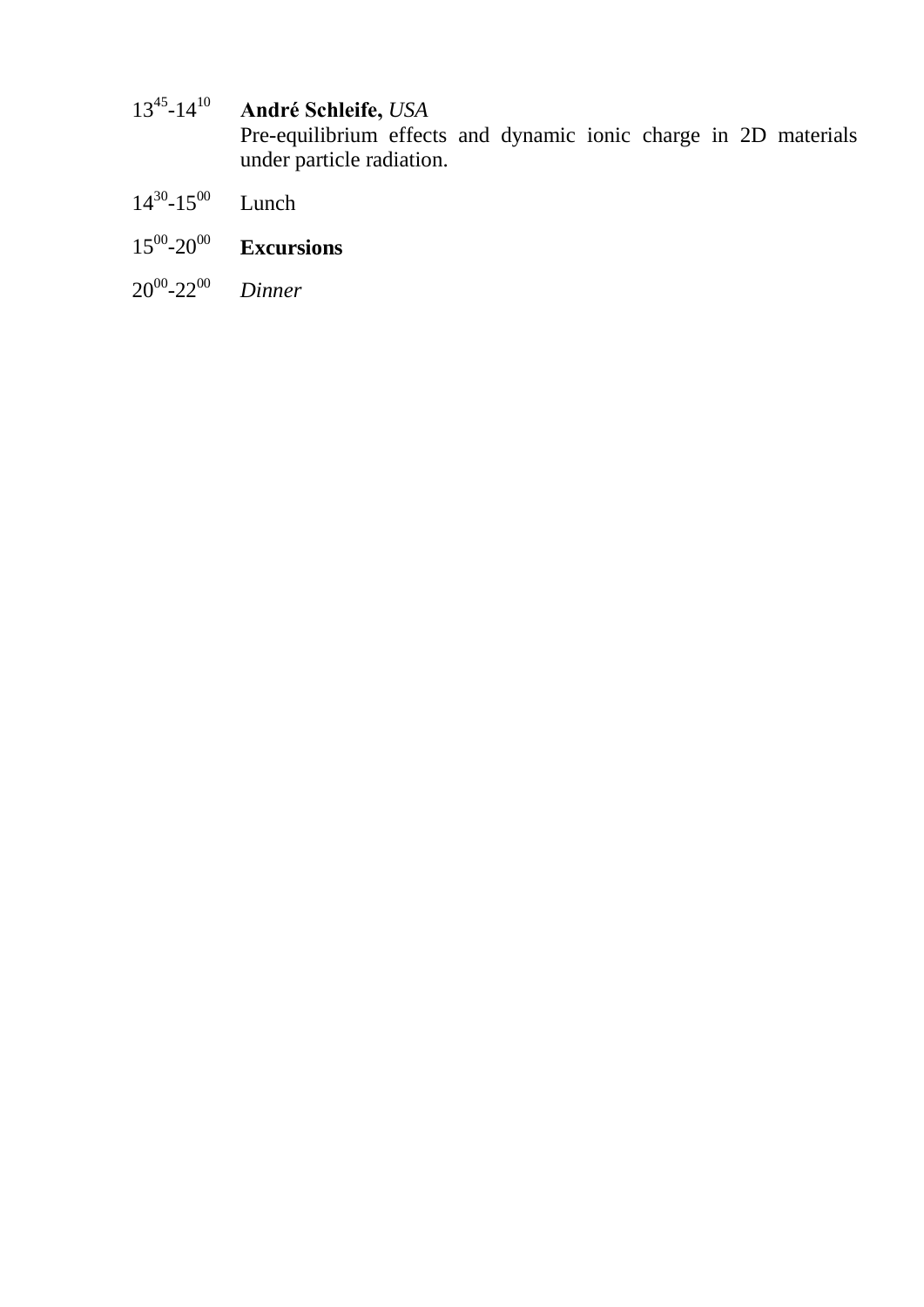$13^{45}$-$14^{10}$ **André Schleife,** *USA*
Pre-equilibrium effects and dynamic ionic charge in 2D materials under particle radiation.

$14^{30}$-$15^{00}$ Lunch

$15^{00}$-$20^{00}$ **Excursions**

$20^{00}$-$22^{00}$ *Dinner*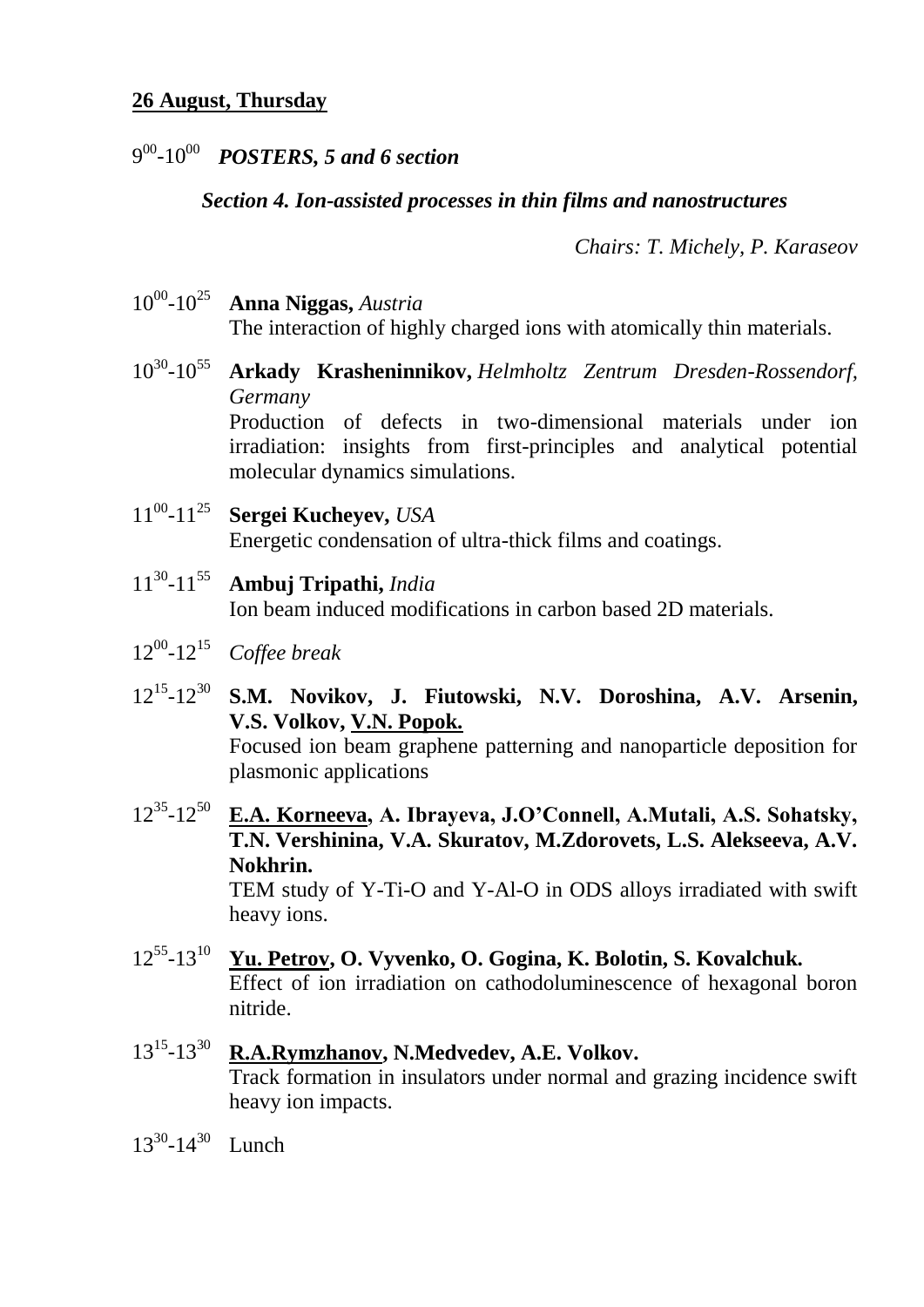**<u>26 August, Thursday</u>**

$9^{00}$-$10^{00}$ ***POSTERS, 5 and 6 section***

***Section 4. Ion-assisted processes in thin films and nanostructures***

*Chairs: T. Michely, P. Karaseov*

$10^{00}$-$10^{25}$ **Anna Niggas,** *Austria*
The interaction of highly charged ions with atomically thin materials.

$10^{30}$-$10^{55}$ **Arkady Krasheninnikov,** *Helmholtz Zentrum Dresden-Rossendorf, Germany*
Production of defects in two-dimensional materials under ion irradiation: insights from first-principles and analytical potential molecular dynamics simulations.

$11^{00}$-$11^{25}$ **Sergei Kucheyev,** *USA*
Energetic condensation of ultra-thick films and coatings.

$11^{30}$-$11^{55}$ **Ambuj Tripathi,** *India*
Ion beam induced modifications in carbon based 2D materials.

$12^{00}$-$12^{15}$ *Coffee break*

$12^{15}$-$12^{30}$ **S.M. Novikov, J. Fiutowski, N.V. Doroshina, A.V. Arsenin, V.S. Volkov, <u>V.N. Popok.</u>**
Focused ion beam graphene patterning and nanoparticle deposition for plasmonic applications

$12^{35}$-$12^{50}$ **<u>E.A. Korneeva</u>, A. Ibrayeva, J.O'Connell, A.Mutali, A.S. Sohatsky, T.N. Vershinina, V.A. Skuratov, M.Zdorovets, L.S. Alekseeva, A.V. Nokhrin.**
TEM study of Y-Ti-O and Y-Al-O in ODS alloys irradiated with swift heavy ions.

$12^{55}$-$13^{10}$ **<u>Yu. Petrov</u>, O. Vyvenko, O. Gogina, K. Bolotin, S. Kovalchuk.**
Effect of ion irradiation on cathodoluminescence of hexagonal boron nitride.

$13^{15}$-$13^{30}$ **<u>R.A.Rymzhanov</u>, N.Medvedev, A.E. Volkov.**
Track formation in insulators under normal and grazing incidence swift heavy ion impacts.

$13^{30}$-$14^{30}$ Lunch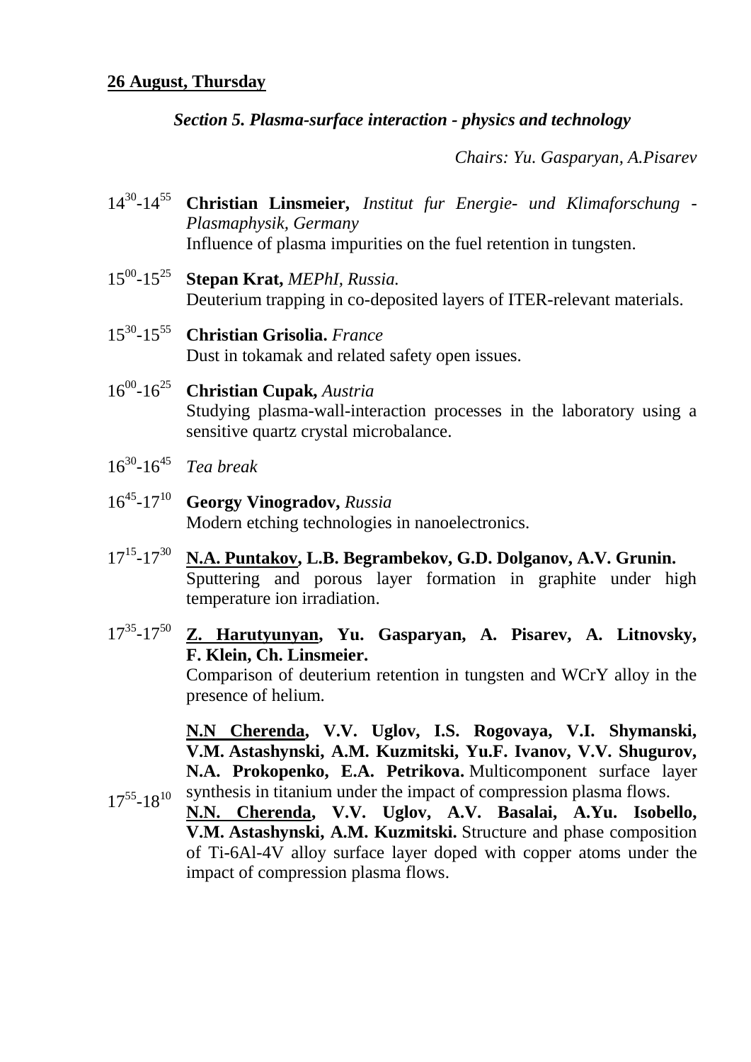**<u>26 August, Thursday</u>**

***Section 5. Plasma-surface interaction - physics and technology***

*Chairs: Yu. Gasparyan, A.Pisarev*

$14^{30}$-$14^{55}$ **Christian Linsmeier,** *Institut fur Energie- und Klimaforschung - Plasmaphysik, Germany*
Influence of plasma impurities on the fuel retention in tungsten.

$15^{00}$-$15^{25}$ **Stepan Krat,** *MEPhI, Russia.*
Deuterium trapping in co-deposited layers of ITER-relevant materials.

$15^{30}$-$15^{55}$ **Christian Grisolia.** *France*
Dust in tokamak and related safety open issues.

$16^{00}$-$16^{25}$ **Christian Cupak,** *Austria*
Studying plasma-wall-interaction processes in the laboratory using a sensitive quartz crystal microbalance.

$16^{30}$-$16^{45}$ *Tea break*

$16^{45}$-$17^{10}$ **Georgy Vinogradov,** *Russia*
Modern etching technologies in nanoelectronics.

$17^{15}$-$17^{30}$ **<u>N.A. Puntakov</u>, L.B. Begrambekov, G.D. Dolganov, A.V. Grunin.**
Sputtering and porous layer formation in graphite under high temperature ion irradiation.

$17^{35}$-$17^{50}$ **<u>Z. Harutyunyan</u>, Yu. Gasparyan, A. Pisarev, A. Litnovsky, F. Klein, Ch. Linsmeier.**
Comparison of deuterium retention in tungsten and WCrY alloy in the presence of helium.

$17^{55}$-$18^{10}$ **<u>N.N Cherenda</u>, V.V. Uglov, I.S. Rogovaya, V.I. Shymanski, V.M. Astashynski, A.M. Kuzmitski, Yu.F. Ivanov, V.V. Shugurov, N.A. Prokopenko, E.A. Petrikova.** Multicomponent surface layer synthesis in titanium under the impact of compression plasma flows.
**<u>N.N. Cherenda</u>, V.V. Uglov, A.V. Basalai, A.Yu. Isobello, V.M. Astashynski, A.M. Kuzmitski.** Structure and phase composition of Ti-6Al-4V alloy surface layer doped with copper atoms under the impact of compression plasma flows.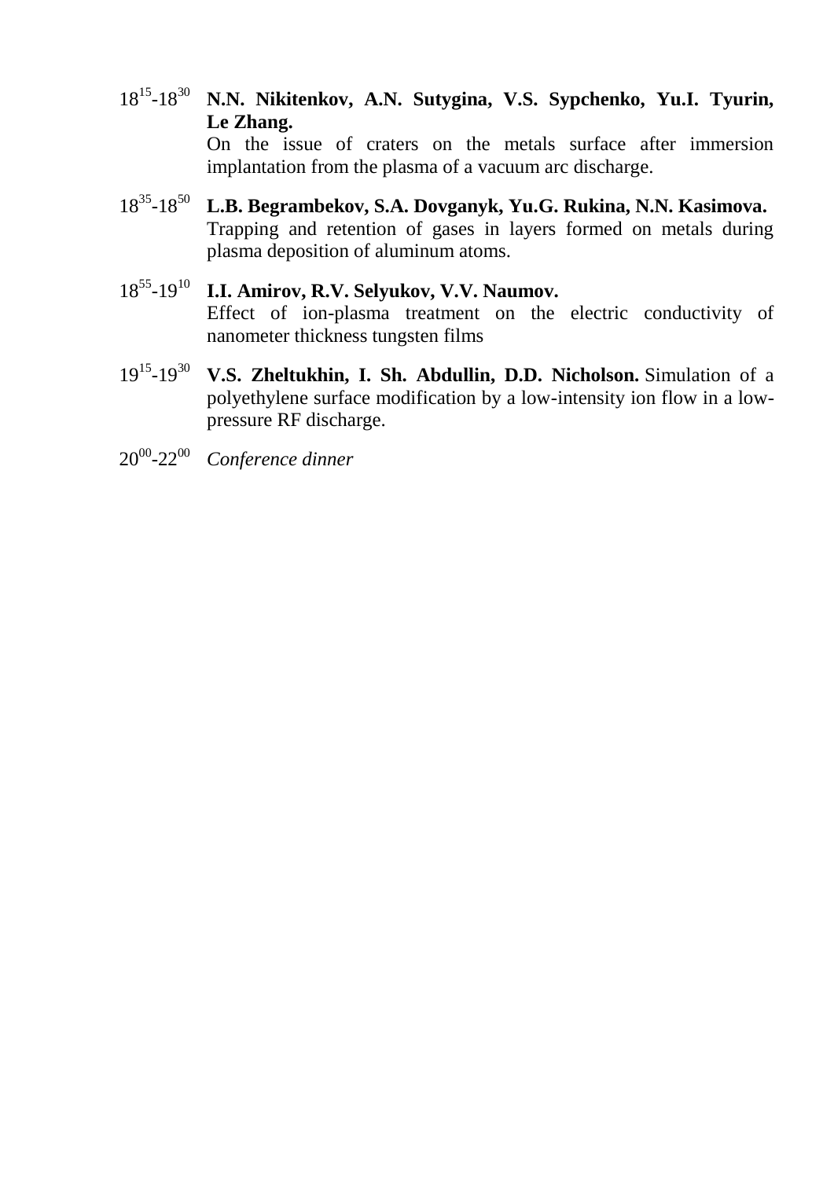$18^{15}$-$18^{30}$ **N.N. Nikitenkov, A.N. Sutygina, V.S. Sypchenko, Yu.I. Tyurin, Le Zhang.**
On the issue of craters on the metals surface after immersion implantation from the plasma of a vacuum arc discharge.

$18^{35}$-$18^{50}$ **L.B. Begrambekov, S.A. Dovganyk, Yu.G. Rukina, N.N. Kasimova.**
Trapping and retention of gases in layers formed on metals during plasma deposition of aluminum atoms.

$18^{55}$-$19^{10}$ **I.I. Amirov, R.V. Selyukov, V.V. Naumov.**
Effect of ion-plasma treatment on the electric conductivity of nanometer thickness tungsten films

$19^{15}$-$19^{30}$ **V.S. Zheltukhin, I. Sh. Abdullin, D.D. Nicholson.** Simulation of a polyethylene surface modification by a low-intensity ion flow in a low-pressure RF discharge.

$20^{00}$-$22^{00}$ *Conference dinner*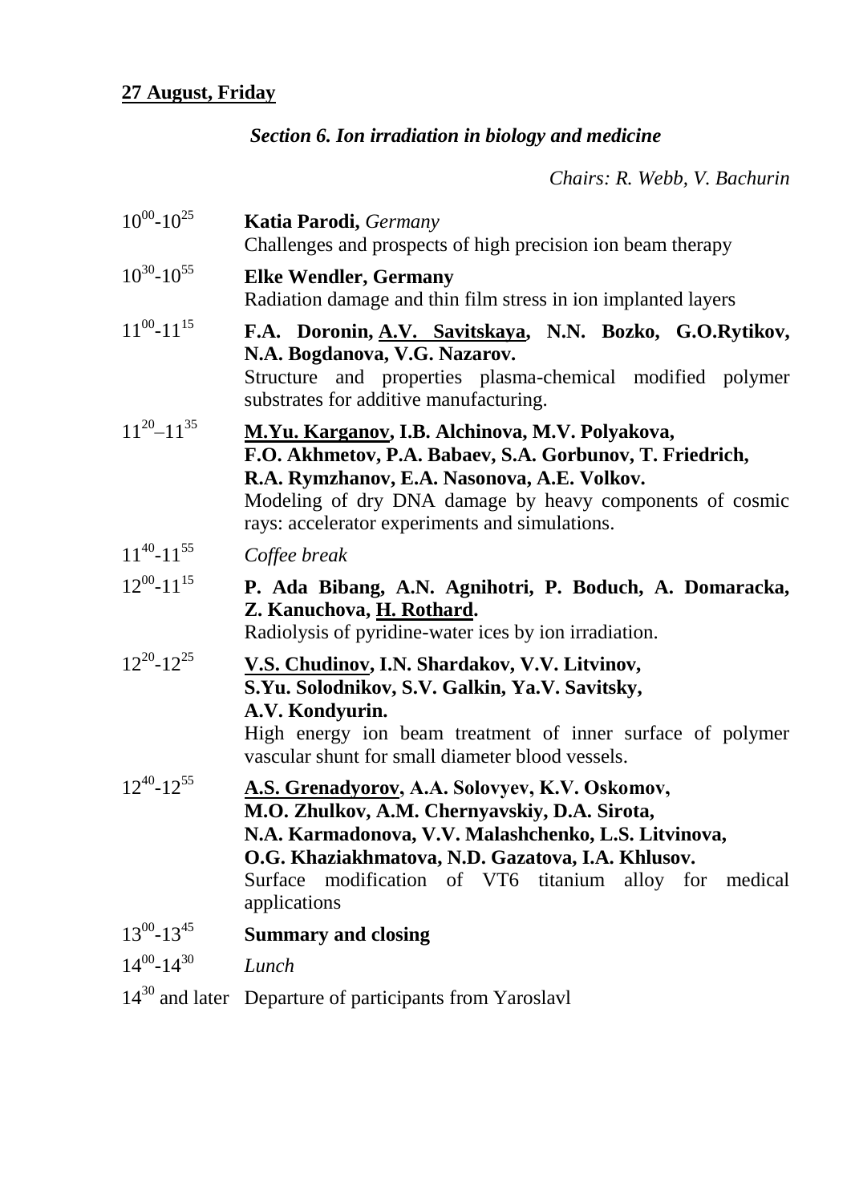**27 August, Friday**

*Section 6. Ion irradiation in biology and medicine*

*Chairs: R. Webb, V. Bachurin*

| | |
|---|---|
| $10^{00}$-$10^{25}$ | **Katia Parodi,** *Germany*<br>Challenges and prospects of high precision ion beam therapy |
| $10^{30}$-$10^{55}$ | **Elke Wendler, Germany**<br>Radiation damage and thin film stress in ion implanted layers |
| $11^{00}$-$11^{15}$ | **F.A. Doronin, <u>A.V. Savitskaya</u>, N.N. Bozko, G.O.Rytikov, N.A. Bogdanova, V.G. Nazarov.**<br>Structure and properties plasma-chemical modified polymer substrates for additive manufacturing. |
| $11^{20}$–$11^{35}$ | **<u>M.Yu. Karganov</u>, I.B. Alchinova, M.V. Polyakova, F.O. Akhmetov, P.A. Babaev, S.A. Gorbunov, T. Friedrich, R.A. Rymzhanov, E.A. Nasonova, A.E. Volkov.**<br>Modeling of dry DNA damage by heavy components of cosmic rays: accelerator experiments and simulations. |
| $11^{40}$-$11^{55}$ | *Coffee break* |
| $12^{00}$-$11^{15}$ | **P. Ada Bibang, A.N. Agnihotri, P. Boduch, A. Domaracka, Z. Kanuchova, <u>H. Rothard</u>.**<br>Radiolysis of pyridine-water ices by ion irradiation. |
| $12^{20}$-$12^{25}$ | **<u>V.S. Chudinov</u>, I.N. Shardakov, V.V. Litvinov, S.Yu. Solodnikov, S.V. Galkin, Ya.V. Savitsky, A.V. Kondyurin.**<br>High energy ion beam treatment of inner surface of polymer vascular shunt for small diameter blood vessels. |
| $12^{40}$-$12^{55}$ | **<u>A.S. Grenadyorov</u>, A.A. Solovyev, K.V. Oskomov, M.O. Zhulkov, A.M. Chernyavskiy, D.A. Sirota, N.A. Karmadonova, V.V. Malashchenko, L.S. Litvinova, O.G. Khaziakhmatova, N.D. Gazatova, I.A. Khlusov.**<br>Surface modification of VT6 titanium alloy for medical applications |
| $13^{00}$-$13^{45}$ | **Summary and closing** |
| $14^{00}$-$14^{30}$ | *Lunch* |
| $14^{30}$ and later | Departure of participants from Yaroslavl |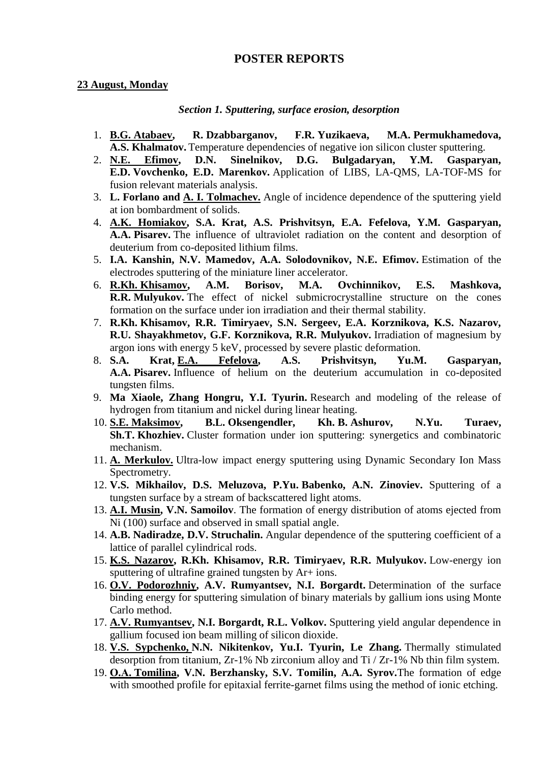## POSTER REPORTS

**23 August, Monday**

***Section 1. Sputtering, surface erosion, desorption***

1. **B.G. Atabaev, R. Dzabbarganov, F.R. Yuzikaeva, M.A. Permukhamedova, A.S. Khalmatov.** Temperature dependencies of negative ion silicon cluster sputtering.
2. **N.E. Efimov, D.N. Sinelnikov, D.G. Bulgadaryan, Y.M. Gasparyan, E.D. Vovchenko, E.D. Marenkov.** Application of LIBS, LA-QMS, LA-TOF-MS for fusion relevant materials analysis.
3. **L. Forlano and A. I. Tolmachev.** Angle of incidence dependence of the sputtering yield at ion bombardment of solids.
4. **A.K. Homiakov, S.A. Krat, A.S. Prishvitsyn, E.A. Fefelova, Y.M. Gasparyan, A.A. Pisarev.** The influence of ultraviolet radiation on the content and desorption of deuterium from co-deposited lithium films.
5. **I.A. Kanshin, N.V. Mamedov, A.A. Solodovnikov, N.E. Efimov.** Estimation of the electrodes sputtering of the miniature liner accelerator.
6. **R.Kh. Khisamov, A.M. Borisov, M.A. Ovchinnikov, E.S. Mashkova, R.R. Mulyukov.** The effect of nickel submicrocrystalline structure on the cones formation on the surface under ion irradiation and their thermal stability.
7. **R.Kh. Khisamov, R.R. Timiryaev, S.N. Sergeev, E.A. Korznikova, K.S. Nazarov, R.U. Shayakhmetov, G.F. Korznikova, R.R. Mulyukov.** Irradiation of magnesium by argon ions with energy 5 keV, processed by severe plastic deformation.
8. **S.A. Krat, E.A. Fefelova, A.S. Prishvitsyn, Yu.M. Gasparyan, A.A. Pisarev.** Influence of helium on the deuterium accumulation in co-deposited tungsten films.
9. **Ma Xiaole, Zhang Hongru, Y.I. Tyurin.** Research and modeling of the release of hydrogen from titanium and nickel during linear heating.
10. **S.E. Maksimov, B.L. Oksengendler, Kh. B. Ashurov, N.Yu. Turaev, Sh.T. Khozhiev.** Cluster formation under ion sputtering: synergetics and combinatoric mechanism.
11. **A. Merkulov.** Ultra-low impact energy sputtering using Dynamic Secondary Ion Mass Spectrometry.
12. **V.S. Mikhailov, D.S. Meluzova, P.Yu. Babenko, A.N. Zinoviev.** Sputtering of a tungsten surface by a stream of backscattered light atoms.
13. **A.I. Musin, V.N. Samoilov**. The formation of energy distribution of atoms ejected from Ni (100) surface and observed in small spatial angle.
14. **A.B. Nadiradze, D.V. Struchalin.** Angular dependence of the sputtering coefficient of a lattice of parallel cylindrical rods.
15. **K.S. Nazarov, R.Kh. Khisamov, R.R. Timiryaev, R.R. Mulyukov.** Low-energy ion sputtering of ultrafine grained tungsten by Ar+ ions.
16. **O.V. Podorozhniy, A.V. Rumyantsev, N.I. Borgardt.** Determination of the surface binding energy for sputtering simulation of binary materials by gallium ions using Monte Carlo method.
17. **A.V. Rumyantsev, N.I. Borgardt, R.L. Volkov.** Sputtering yield angular dependence in gallium focused ion beam milling of silicon dioxide.
18. **V.S. Sypchenko, N.N. Nikitenkov, Yu.I. Tyurin, Le Zhang.** Thermally stimulated desorption from titanium, Zr-1% Nb zirconium alloy and Ti / Zr-1% Nb thin film system.
19. **O.A. Tomilina, V.N. Berzhansky, S.V. Tomilin, A.A. Syrov.** The formation of edge with smoothed profile for epitaxial ferrite-garnet films using the method of ionic etching.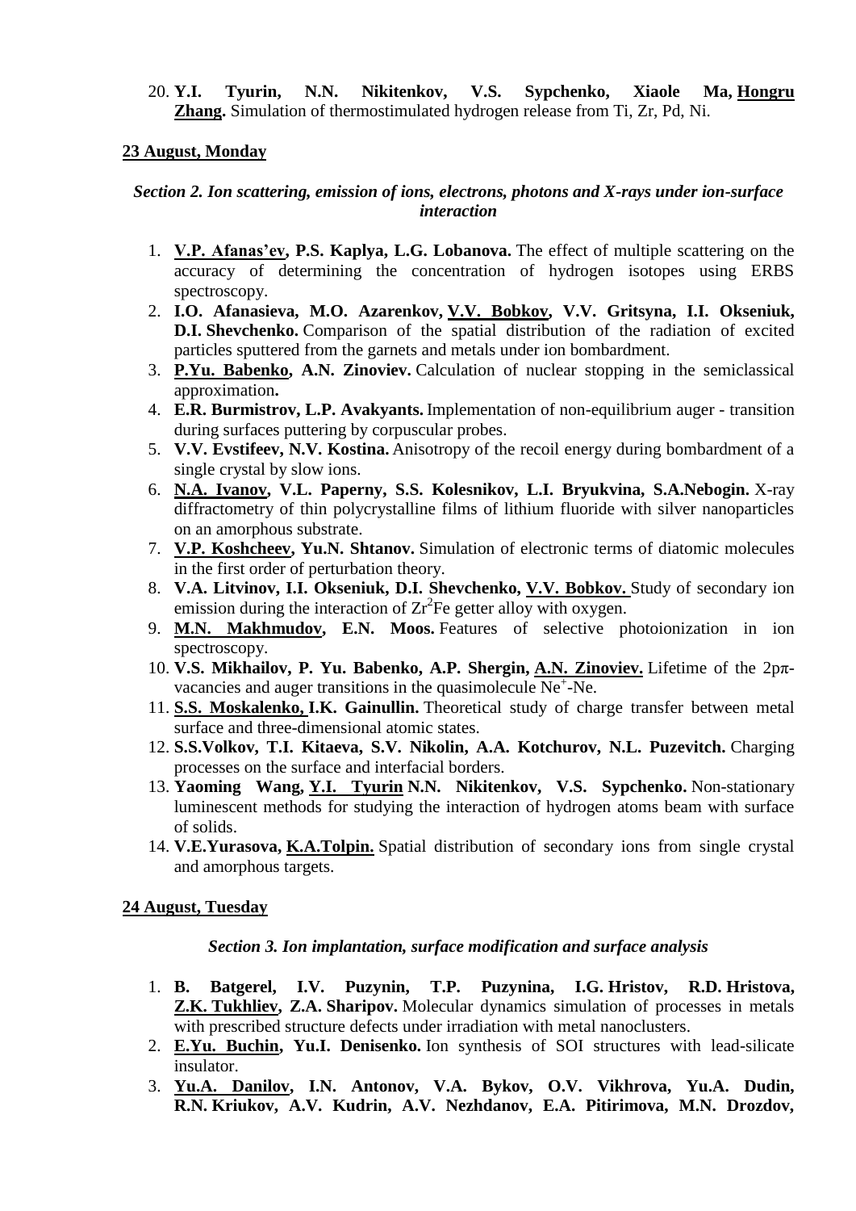20. **Y.I. Tyurin, N.N. Nikitenkov, V.S. Sypchenko, Xiaole Ma, <u>Hongru Zhang</u>.** Simulation of thermostimulated hydrogen release from Ti, Zr, Pd, Ni.

**<u>23 August, Monday</u>**

### *Section 2. Ion scattering, emission of ions, electrons, photons and X-rays under ion-surface interaction*

1. **<u>V.P. Afanas'ev</u>, P.S. Kaplya, L.G. Lobanova.** The effect of multiple scattering on the accuracy of determining the concentration of hydrogen isotopes using ERBS spectroscopy.
2. **I.O. Afanasieva, M.O. Azarenkov, <u>V.V. Bobkov</u>, V.V. Gritsyna, I.I. Okseniuk, D.I. Shevchenko.** Comparison of the spatial distribution of the radiation of excited particles sputtered from the garnets and metals under ion bombardment.
3. **<u>P.Yu. Babenko</u>, A.N. Zinoviev.** Calculation of nuclear stopping in the semiclassical approximation**.**
4. **E.R. Burmistrov, L.P. Avakyants.** Implementation of non-equilibrium auger - transition during surfaces puttering by corpuscular probes.
5. **V.V. Evstifeev, N.V. Kostina.** Anisotropy of the recoil energy during bombardment of a single crystal by slow ions.
6. **<u>N.A. Ivanov</u>, V.L. Paperny, S.S. Kolesnikov, L.I. Bryukvina, S.A.Nebogin.** X-ray diffractometry of thin polycrystalline films of lithium fluoride with silver nanoparticles on an amorphous substrate.
7. **<u>V.P. Koshcheev</u>, Yu.N. Shtanov.** Simulation of electronic terms of diatomic molecules in the first order of perturbation theory.
8. **V.A. Litvinov, I.I. Okseniuk, D.I. Shevchenko, <u>V.V. Bobkov.</u>** Study of secondary ion emission during the interaction of $Zr^2Fe$ getter alloy with oxygen.
9. **<u>M.N. Makhmudov</u>, E.N. Moos.** Features of selective photoionization in ion spectroscopy.
10. **V.S. Mikhailov, P. Yu. Babenko, A.P. Shergin, <u>A.N. Zinoviev.</u>** Lifetime of the 2pπ-vacancies and auger transitions in the quasimolecule $Ne^+$-Ne.
11. **<u>S.S. Moskalenko,</u> I.K. Gainullin.** Theoretical study of charge transfer between metal surface and three-dimensional atomic states.
12. **S.S.Volkov, T.I. Kitaeva, S.V. Nikolin, A.A. Kotchurov, N.L. Puzevitch.** Charging processes on the surface and interfacial borders.
13. **Yaoming Wang, <u>Y.I. Tyurin</u> N.N. Nikitenkov, V.S. Sypchenko.** Non-stationary luminescent methods for studying the interaction of hydrogen atoms beam with surface of solids.
14. **V.E.Yurasova, <u>K.A.Tolpin.</u>** Spatial distribution of secondary ions from single crystal and amorphous targets.

**<u>24 August, Tuesday</u>**

### *Section 3. Ion implantation, surface modification and surface analysis*

1. **B. Batgerel, I.V. Puzynin, T.P. Puzynina, I.G. Hristov, R.D. Hristova, <u>Z.K. Tukhliev</u>, Z.A. Sharipov.** Molecular dynamics simulation of processes in metals with prescribed structure defects under irradiation with metal nanoclusters.
2. **<u>E.Yu. Buchin</u>, Yu.I. Denisenko.** Ion synthesis of SOI structures with lead-silicate insulator.
3. **<u>Yu.A. Danilov</u>, I.N. Antonov, V.A. Bykov, O.V. Vikhrova, Yu.A. Dudin, R.N. Kriukov, A.V. Kudrin, A.V. Nezhdanov, E.A. Pitirimova, M.N. Drozdov,**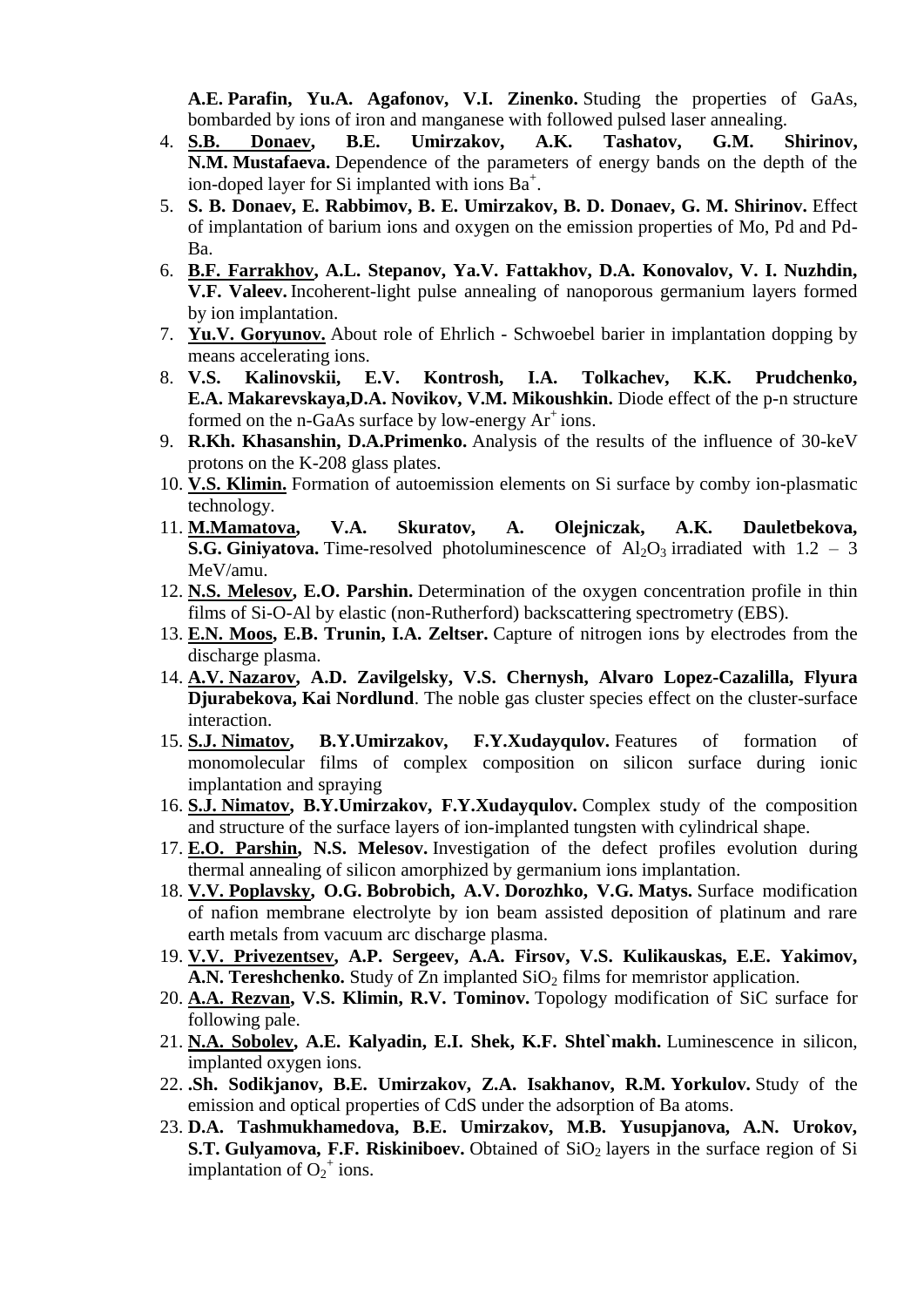**A.E. Parafin, Yu.A. Agafonov, V.I. Zinenko.** Studing the properties of GaAs, bombarded by ions of iron and manganese with followed pulsed laser annealing.

4. **S.B. Donaev, B.E. Umirzakov, A.K. Tashatov, G.M. Shirinov, N.M. Mustafaeva.** Dependence of the parameters of energy bands on the depth of the ion-doped layer for Si implanted with ions $Ba^+$.
5. **S. B. Donaev, E. Rabbimov, B. E. Umirzakov, B. D. Donaev, G. M. Shirinov.** Effect of implantation of barium ions and oxygen on the emission properties of Mo, Pd and Pd-Ba.
6. **B.F. Farrakhov, A.L. Stepanov, Ya.V. Fattakhov, D.A. Konovalov, V. I. Nuzhdin, V.F. Valeev.** Incoherent-light pulse annealing of nanoporous germanium layers formed by ion implantation.
7. **Yu.V. Goryunov.** About role of Ehrlich - Schwoebel barier in implantation dopping by means accelerating ions.
8. **V.S. Kalinovskii, E.V. Kontrosh, I.A. Tolkachev, K.K. Prudchenko, E.A. Makarevskaya,D.A. Novikov, V.M. Mikoushkin.** Diode effect of the p-n structure formed on the n-GaAs surface by low-energy $Ar^+$ ions.
9. **R.Kh. Khasanshin, D.A.Primenko.** Analysis of the results of the influence of 30-keV protons on the K-208 glass plates.
10. **V.S. Klimin.** Formation of autoemission elements on Si surface by comby ion-plasmatic technology.
11. **M.Mamatova, V.A. Skuratov, A. Olejniczak, A.K. Dauletbekova, S.G. Giniyatova.** Time-resolved photoluminescence of $Al_2O_3$ irradiated with 1.2 – 3 MeV/amu.
12. **N.S. Melesov, E.O. Parshin.** Determination of the oxygen concentration profile in thin films of Si-O-Al by elastic (non-Rutherford) backscattering spectrometry (EBS).
13. **E.N. Moos, E.B. Trunin, I.A. Zeltser.** Capture of nitrogen ions by electrodes from the discharge plasma.
14. **A.V. Nazarov, A.D. Zavilgelsky, V.S. Chernysh, Alvaro Lopez-Cazalilla, Flyura Djurabekova, Kai Nordlund**. The noble gas cluster species effect on the cluster-surface interaction.
15. **S.J. Nimatov, B.Y.Umirzakov, F.Y.Xudayqulov.** Features of formation of monomolecular films of complex composition on silicon surface during ionic implantation and spraying
16. **S.J. Nimatov, B.Y.Umirzakov, F.Y.Xudayqulov.** Complex study of the composition and structure of the surface layers of ion-implanted tungsten with cylindrical shape.
17. **E.O. Parshin, N.S. Melesov.** Investigation of the defect profiles evolution during thermal annealing of silicon amorphized by germanium ions implantation.
18. **V.V. Poplavsky, O.G. Bobrobich, A.V. Dorozhko, V.G. Matys.** Surface modification of nafion membrane electrolyte by ion beam assisted deposition of platinum and rare earth metals from vacuum arc discharge plasma.
19. **V.V. Privezentsev, A.P. Sergeev, A.A. Firsov, V.S. Kulikauskas, E.E. Yakimov, A.N. Tereshchenko.** Study of Zn implanted $SiO_2$ films for memristor application.
20. **A.A. Rezvan, V.S. Klimin, R.V. Tominov.** Topology modification of SiC surface for following pale.
21. **N.A. Sobolev, A.E. Kalyadin, E.I. Shek, K.F. Shtel`makh.** Luminescence in silicon, implanted oxygen ions.
22. **.Sh. Sodikjanov, B.E. Umirzakov, Z.A. Isakhanov, R.M. Yorkulov.** Study of the emission and optical properties of CdS under the adsorption of Ba atoms.
23. **D.A. Tashmukhamedova, B.E. Umirzakov, M.B. Yusupjanova, A.N. Urokov, S.T. Gulyamova, F.F. Riskiniboev.** Obtained of $SiO_2$ layers in the surface region of Si implantation of $O_2^+$ ions.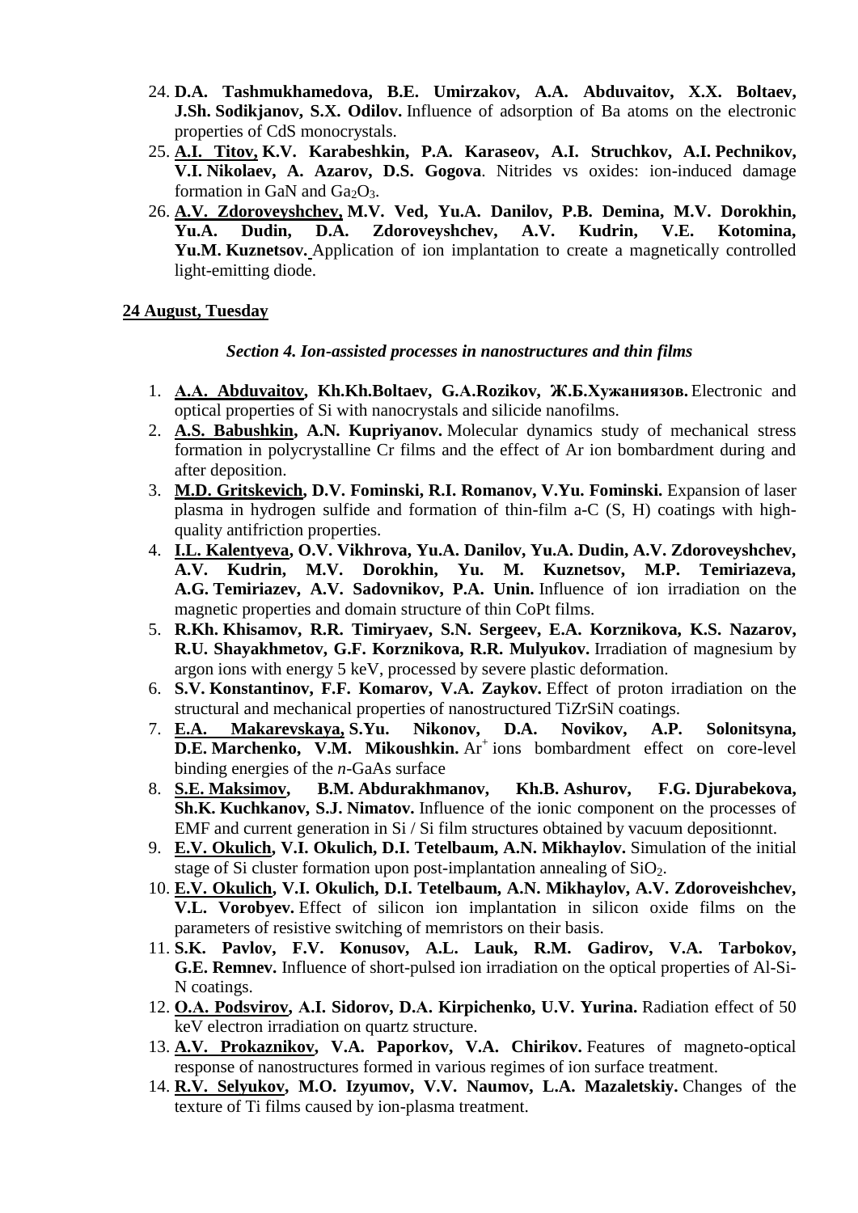24. **D.A. Tashmukhamedova, B.E. Umirzakov, A.A. Abduvaitov, X.X. Boltaev, J.Sh. Sodikjanov, S.X. Odilov.** Influence of adsorption of Ba atoms on the electronic properties of CdS monocrystals.
25. **<u>A.I. Titov,</u> K.V. Karabeshkin, P.A. Karaseov, A.I. Struchkov, A.I. Pechnikov, V.I. Nikolaev, A. Azarov, D.S. Gogova**. Nitrides vs oxides: ion-induced damage formation in GaN and $Ga_2O_3$.
26. **<u>A.V. Zdoroveyshchev,</u> M.V. Ved, Yu.A. Danilov, P.B. Demina, M.V. Dorokhin, Yu.A. Dudin, D.A. Zdoroveyshchev, A.V. Kudrin, V.E. Kotomina, Yu.M. Kuznetsov.** Application of ion implantation to create a magnetically controlled light-emitting diode.

**<u>24 August, Tuesday</u>**

***Section 4. Ion-assisted processes in nanostructures and thin films***

1. **<u>A.A. Abduvaitov</u>, Kh.Kh.Boltaev, G.A.Rozikov, Ж.Б.Хужаниязов.** Electronic and optical properties of Si with nanocrystals and silicide nanofilms.
2. **<u>A.S. Babushkin</u>, A.N. Kupriyanov.** Molecular dynamics study of mechanical stress formation in polycrystalline Cr films and the effect of Ar ion bombardment during and after deposition.
3. **<u>M.D. Gritskevich</u>, D.V. Fominski, R.I. Romanov, V.Yu. Fominski.** Expansion of laser plasma in hydrogen sulfide and formation of thin-film a-C (S, H) coatings with high-quality antifriction properties.
4. **<u>I.L. Kalentyeva</u>, O.V. Vikhrova, Yu.A. Danilov, Yu.A. Dudin, A.V. Zdoroveyshchev, A.V. Kudrin, M.V. Dorokhin, Yu. M. Kuznetsov, M.P. Temiriazeva, A.G. Temiriazev, A.V. Sadovnikov, P.A. Unin.** Influence of ion irradiation on the magnetic properties and domain structure of thin CoPt films.
5. **R.Kh. Khisamov, R.R. Timiryaev, S.N. Sergeev, E.A. Korznikova, K.S. Nazarov, R.U. Shayakhmetov, G.F. Korznikova, R.R. Mulyukov.** Irradiation of magnesium by argon ions with energy 5 keV, processed by severe plastic deformation.
6. **S.V. Konstantinov, F.F. Komarov, V.A. Zaykov.** Effect of proton irradiation on the structural and mechanical properties of nanostructured TiZrSiN coatings.
7. **<u>E.A. Makarevskaya,</u> S.Yu. Nikonov, D.A. Novikov, A.P. Solonitsyna, D.E. Marchenko, V.M. Mikoushkin.** $Ar^+$ ions bombardment effect on core-level binding energies of the *n*-GaAs surface
8. **<u>S.E. Maksimov</u>, B.M. Abdurakhmanov, Kh.B. Ashurov, F.G. Djurabekova, Sh.K. Kuchkanov, S.J. Nimatov.** Influence of the ionic component on the processes of EMF and current generation in Si / Si film structures obtained by vacuum depositionnt.
9. **<u>E.V. Okulich</u>, V.I. Okulich, D.I. Tetelbaum, A.N. Mikhaylov.** Simulation of the initial stage of Si cluster formation upon post-implantation annealing of $SiO_2$.
10. **<u>E.V. Okulich</u>, V.I. Okulich, D.I. Tetelbaum, A.N. Mikhaylov, A.V. Zdoroveishchev, V.L. Vorobyev.** Effect of silicon ion implantation in silicon oxide films on the parameters of resistive switching of memristors on their basis.
11. **S.K. Pavlov, F.V. Konusov, A.L. Lauk, R.M. Gadirov, V.A. Tarbokov, G.E. Remnev.** Influence of short-pulsed ion irradiation on the optical properties of Al-Si-N coatings.
12. **<u>O.A. Podsvirov</u>, A.I. Sidorov, D.A. Kirpichenko, U.V. Yurina.** Radiation effect of 50 keV electron irradiation on quartz structure.
13. **<u>A.V. Prokaznikov</u>, V.A. Paporkov, V.A. Chirikov.** Features of magneto-optical response of nanostructures formed in various regimes of ion surface treatment.
14. **<u>R.V. Selyukov</u>, M.O. Izyumov, V.V. Naumov, L.A. Mazaletskiy.** Changes of the texture of Ti films caused by ion-plasma treatment.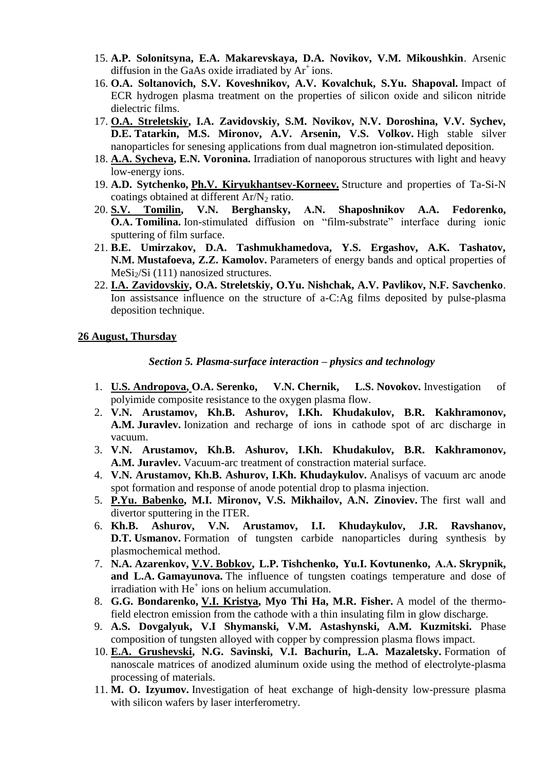15. **A.P. Solonitsyna, E.A. Makarevskaya, D.A. Novikov, V.M. Mikoushkin**. Arsenic diffusion in the GaAs oxide irradiated by $Ar^+$ ions.
16. **O.A. Soltanovich, S.V. Koveshnikov, A.V. Kovalchuk, S.Yu. Shapoval.** Impact of ECR hydrogen plasma treatment on the properties of silicon oxide and silicon nitride dielectric films.
17. **<u>O.A. Streletskiy</u>, I.A. Zavidovskiy, S.M. Novikov, N.V. Doroshina, V.V. Sychev, D.E. Tatarkin, M.S. Mironov, A.V. Arsenin, V.S. Volkov.** High stable silver nanoparticles for senesing applications from dual magnetron ion-stimulated deposition.
18. **<u>A.A. Sycheva</u>, E.N. Voronina.** Irradiation of nanoporous structures with light and heavy low-energy ions.
19. **A.D. Sytchenko, <u>Ph.V. Kiryukhantsev-Korneev.</u>** Structure and properties of Ta-Si-N coatings obtained at different $Ar/N_2$ ratio.
20. **<u>S.V. Tomilin</u>, V.N. Berghansky, A.N. Shaposhnikov A.A. Fedorenko, O.A. Tomilina.** Ion-stimulated diffusion on “film-substrate” interface during ionic sputtering of film surface.
21. **B.E. Umirzakov, D.A. Tashmukhamedova, Y.S. Ergashov, A.K. Tashatov, N.M. Mustafoeva, Z.Z. Kamolov.** Parameters of energy bands and optical properties of $MeSi_2$/Si (111) nanosized structures.
22. **<u>I.A. Zavidovskiy</u>, O.A. Streletskiy, O.Yu. Nishchak, A.V. Pavlikov, N.F. Savchenko**. Ion assistsance influence on the structure of a-C:Ag films deposited by pulse-plasma deposition technique.

**<u>26 August, Thursday</u>**

***Section 5. Plasma-surface interaction – physics and technology***

1. **<u>U.S. Andropova</u>, O.A. Serenko, V.N. Chernik, L.S. Novokov.** Investigation of polyimide composite resistance to the oxygen plasma flow.
2. **V.N. Arustamov, Kh.B. Ashurov, I.Kh. Khudakulov, B.R. Kakhramonov, A.M. Juravlev.** Ionization and recharge of ions in cathode spot of arc discharge in vacuum.
3. **V.N. Arustamov, Kh.B. Ashurov, I.Kh. Khudakulov, B.R. Kakhramonov, A.M. Juravlev.** Vacuum-arc treatment of constraction material surface.
4. **V.N. Arustamov, Kh.B. Ashurov, I.Kh. Khudaykulov.** Analisys of vacuum arc anode spot formation and response of anode potential drop to plasma injection.
5. **<u>P.Yu. Babenko</u>, M.I. Mironov, V.S. Mikhailov, A.N. Zinoviev.** The first wall and divertor sputtering in the ITER.
6. **Kh.B. Ashurov, V.N. Arustamov, I.I. Khudaykulov, J.R. Ravshanov, D.T. Usmanov.** Formation of tungsten carbide nanoparticles during synthesis by plasmochemical method.
7. **N.A. Azarenkov, <u>V.V. Bobkov</u>, L.P. Tishchenko, Yu.I. Kovtunenko, A.A. Skrypnik, and L.A. Gamayunova.** The influence of tungsten coatings temperature and dose of irradiation with $He^+$ ions on helium accumulation.
8. **G.G. Bondarenko, <u>V.I. Kristya</u>, Myo Thi Ha, M.R. Fisher.** A model of the thermo-field electron emission from the cathode with a thin insulating film in glow discharge.
9. **A.S. Dovgalyuk, V.I Shymanski, V.M. Astashynski, A.M. Kuzmitski.** Phase composition of tungsten alloyed with copper by compression plasma flows impact.
10. **<u>E.A. Grushevski</u>, N.G. Savinski, V.I. Bachurin, L.A. Mazaletsky.** Formation of nanoscale matrices of anodized aluminum oxide using the method of electrolyte-plasma processing of materials.
11. **M. O. Izyumov.** Investigation of heat exchange of high-density low-pressure plasma with silicon wafers by laser interferometry.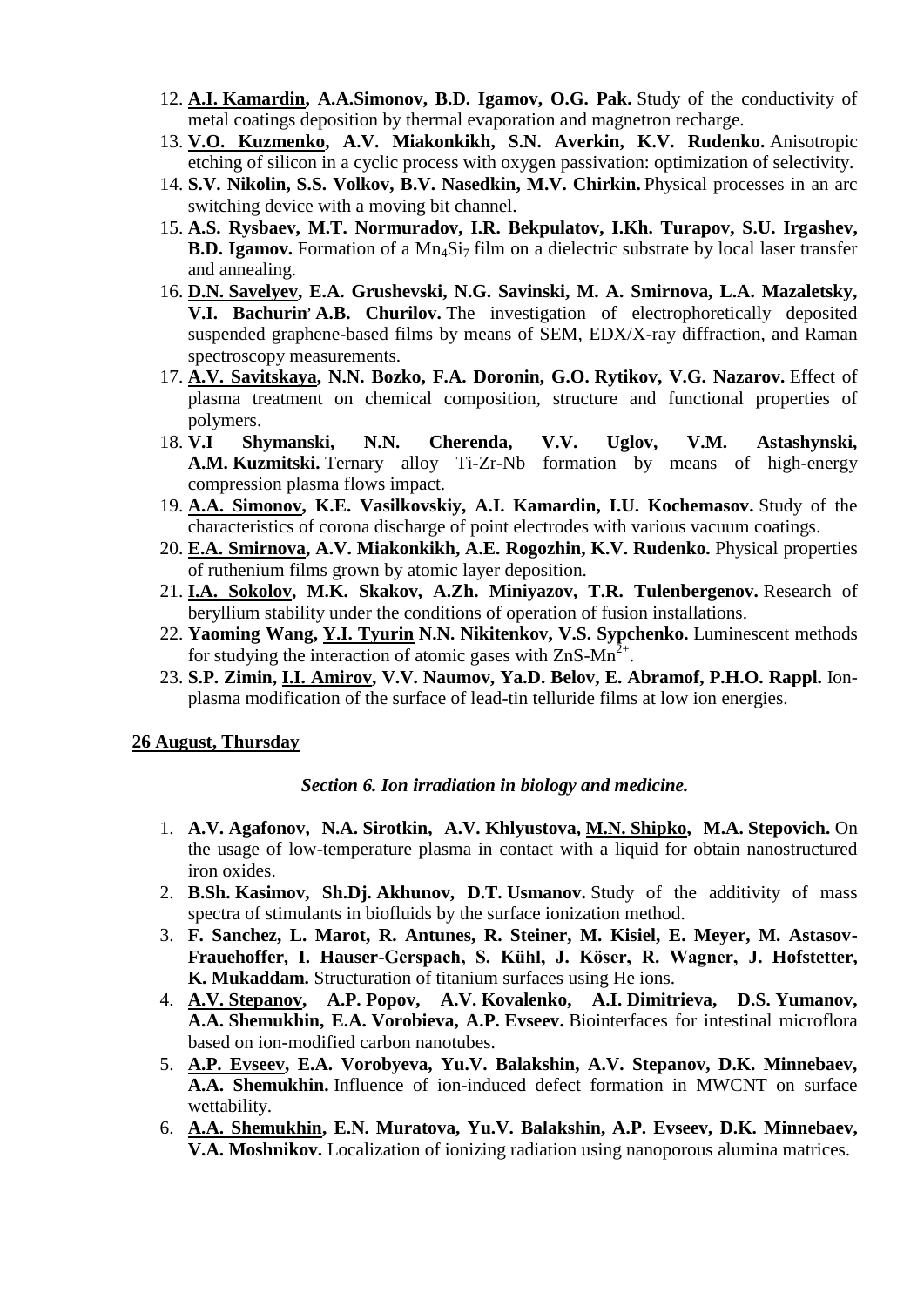12. **<u>A.I. Kamardin</u>, A.A.Simonov, B.D. Igamov, O.G. Pak.** Study of the conductivity of metal coatings deposition by thermal evaporation and magnetron recharge.
13. **<u>V.O. Kuzmenko</u>, A.V. Miakonkikh, S.N. Averkin, K.V. Rudenko.** Anisotropic etching of silicon in a cyclic process with oxygen passivation: optimization of selectivity.
14. **S.V. Nikolin, S.S. Volkov, B.V. Nasedkin, M.V. Chirkin.** Physical processes in an arc switching device with a moving bit channel.
15. **A.S. Rysbaev, M.T. Normuradov, I.R. Bekpulatov, I.Kh. Turapov, S.U. Irgashev, B.D. Igamov.** Formation of a $Mn_4Si_7$ film on a dielectric substrate by local laser transfer and annealing.
16. **<u>D.N. Savelyev</u>, E.A. Grushevski, N.G. Savinski, M. A. Smirnova, L.A. Mazaletsky, V.I. Bachurin, A.B. Churilov.** The investigation of electrophoretically deposited suspended graphene-based films by means of SEM, EDX/X-ray diffraction, and Raman spectroscopy measurements.
17. **<u>A.V. Savitskaya</u>, N.N. Bozko, F.A. Doronin, G.O. Rytikov, V.G. Nazarov.** Effect of plasma treatment on chemical composition, structure and functional properties of polymers.
18. **V.I Shymanski, N.N. Cherenda, V.V. Uglov, V.M. Astashynski, A.M. Kuzmitski.** Ternary alloy Ti-Zr-Nb formation by means of high-energy compression plasma flows impact.
19. **<u>A.A. Simonov</u>, K.E. Vasilkovskiy, A.I. Kamardin, I.U. Kochemasov.** Study of the characteristics of corona discharge of point electrodes with various vacuum coatings.
20. **<u>E.A. Smirnova</u>, A.V. Miakonkikh, A.E. Rogozhin, K.V. Rudenko.** Physical properties of ruthenium films grown by atomic layer deposition.
21. **<u>I.A. Sokolov</u>, M.K. Skakov, A.Zh. Miniyazov, T.R. Tulenbergenov.** Research of beryllium stability under the conditions of operation of fusion installations.
22. **Yaoming Wang, <u>Y.I. Tyurin</u> N.N. Nikitenkov, V.S. Sypchenko.** Luminescent methods for studying the interaction of atomic gases with $ZnS$-$Mn^{2+}$.
23. **S.P. Zimin, <u>I.I. Amirov</u>, V.V. Naumov, Ya.D. Belov, E. Abramof, P.H.O. Rappl.** Ion-plasma modification of the surface of lead-tin telluride films at low ion energies.

**<u>26 August, Thursday</u>**

***Section 6. Ion irradiation in biology and medicine.***

1. **A.V. Agafonov, N.A. Sirotkin, A.V. Khlyustova, <u>M.N. Shipko</u>, M.A. Stepovich.** On the usage of low-temperature plasma in contact with a liquid for obtain nanostructured iron oxides.
2. **B.Sh. Kasimov, Sh.Dj. Akhunov, D.T. Usmanov.** Study of the additivity of mass spectra of stimulants in biofluids by the surface ionization method.
3. **F. Sanchez, L. Marot, R. Antunes, R. Steiner, M. Kisiel, E. Meyer, M. Astasov-Frauehoffer, I. Hauser-Gerspach, S. Kühl, J. Köser, R. Wagner, J. Hofstetter, K. Mukaddam.** Structuration of titanium surfaces using He ions.
4. **<u>A.V. Stepanov</u>, A.P. Popov, A.V. Kovalenko, A.I. Dimitrieva, D.S. Yumanov, A.A. Shemukhin, E.A. Vorobieva, A.P. Evseev.** Biointerfaces for intestinal microflora based on ion-modified carbon nanotubes.
5. **<u>A.P. Evseev</u>, E.A. Vorobyeva, Yu.V. Balakshin, A.V. Stepanov, D.K. Minnebaev, A.A. Shemukhin.** Influence of ion-induced defect formation in MWCNT on surface wettability.
6. **<u>A.A. Shemukhin</u>, E.N. Muratova, Yu.V. Balakshin, A.P. Evseev, D.K. Minnebaev, V.A. Moshnikov.** Localization of ionizing radiation using nanoporous alumina matrices.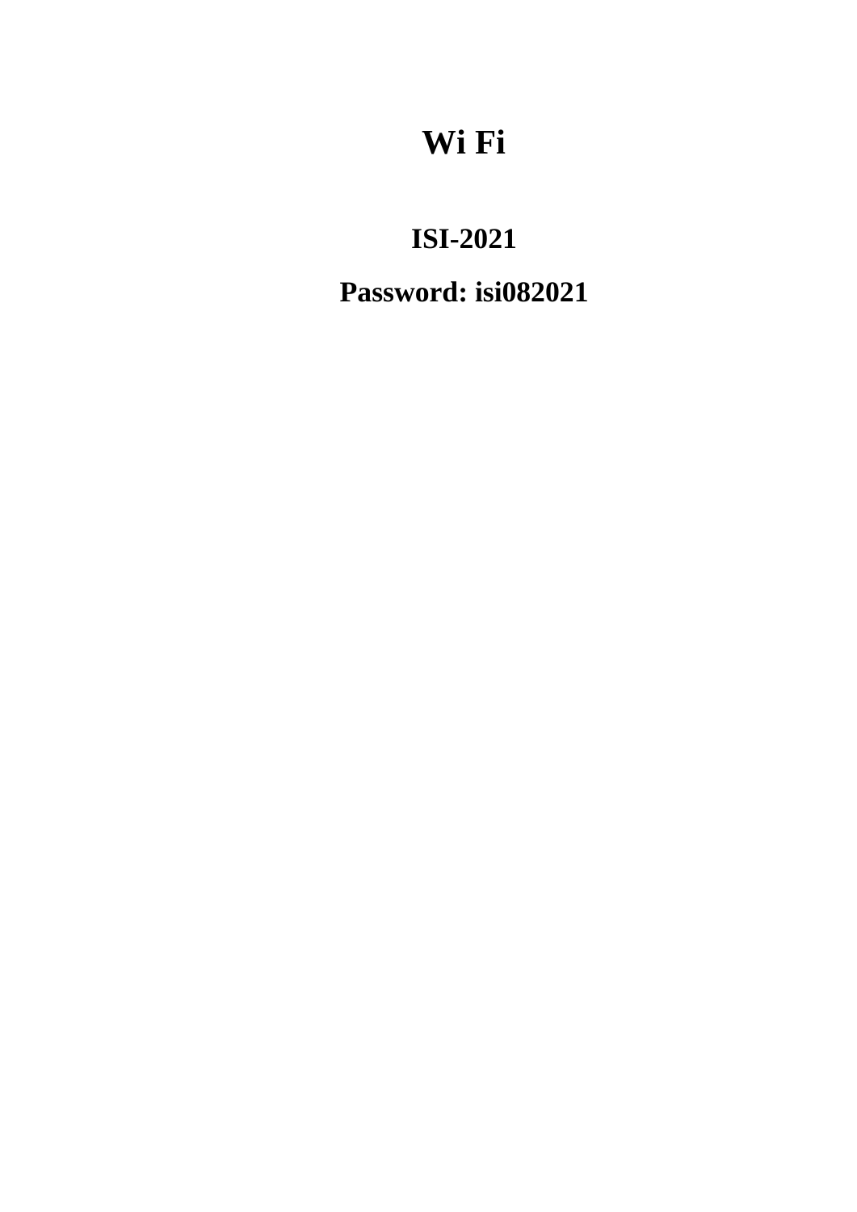# Wi Fi

**ISI-2021**

**Password: isi082021**